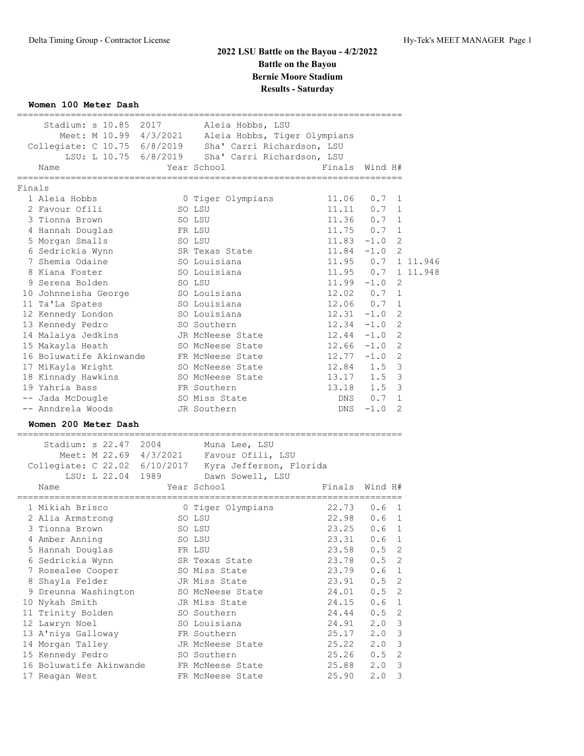# 2022 LSU Battle on the Bayou - 4/2/2022

## Battle on the Bayou

## Bernie Moore Stadium

## Results - Saturday

### Women 100 Meter Dash

| Record | Mark | Date | Holder |
|---|---|---|---|
| Stadium: s | 10.85 | 2017 | Aleia Hobbs, LSU |
| Meet: M | 10.99 | 4/3/2021 | Aleia Hobbs, Tiger Olympians |
| Collegiate: C | 10.75 | 6/8/2019 | Sha' Carri Richardson, LSU |
| LSU: L | 10.75 | 6/8/2019 | Sha' Carri Richardson, LSU |

Finals

| Place | Name | Year | School | Finals | Wind | H# | |
|---|---|---|---|---|---|---|---|
| 1 | Aleia Hobbs | 0 | Tiger Olympians | 11.06 | 0.7 | 1 | |
| 2 | Favour Ofili | SO | LSU | 11.11 | 0.7 | 1 | |
| 3 | Tionna Brown | SO | LSU | 11.36 | 0.7 | 1 | |
| 4 | Hannah Douglas | FR | LSU | 11.75 | 0.7 | 1 | |
| 5 | Morgan Smalls | SO | LSU | 11.83 | -1.0 | 2 | |
| 6 | Sedrickia Wynn | SR | Texas State | 11.84 | -1.0 | 2 | |
| 7 | Shemia Odaine | SO | Louisiana | 11.95 | 0.7 | 1 | 11.946 |
| 8 | Kiana Foster | SO | Louisiana | 11.95 | 0.7 | 1 | 11.948 |
| 9 | Serena Bolden | SO | LSU | 11.99 | -1.0 | 2 | |
| 10 | Johnneisha George | SO | Louisiana | 12.02 | 0.7 | 1 | |
| 11 | Ta'La Spates | SO | Louisiana | 12.06 | 0.7 | 1 | |
| 12 | Kennedy London | SO | Louisiana | 12.31 | -1.0 | 2 | |
| 13 | Kennedy Pedro | SO | Southern | 12.34 | -1.0 | 2 | |
| 14 | Malaiya Jedkins | JR | McNeese State | 12.44 | -1.0 | 2 | |
| 15 | Makayla Heath | SO | McNeese State | 12.66 | -1.0 | 2 | |
| 16 | Boluwatife Akinwande | FR | McNeese State | 12.77 | -1.0 | 2 | |
| 17 | MiKayla Wright | SO | McNeese State | 12.84 | 1.5 | 3 | |
| 18 | Kinnady Hawkins | SO | McNeese State | 13.17 | 1.5 | 3 | |
| 19 | Yahria Bass | FR | Southern | 13.18 | 1.5 | 3 | |
| -- | Jada McDougle | SO | Miss State | DNS | 0.7 | 1 | |
| -- | Anndrela Woods | JR | Southern | DNS | -1.0 | 2 | |

### Women 200 Meter Dash

| Record | Mark | Date | Holder |
|---|---|---|---|
| Stadium: s | 22.47 | 2004 | Muna Lee, LSU |
| Meet: M | 22.69 | 4/3/2021 | Favour Ofili, LSU |
| Collegiate: C | 22.02 | 6/10/2017 | Kyra Jefferson, Florida |
| LSU: L | 22.04 | 1989 | Dawn Sowell, LSU |

| Place | Name | Year | School | Finals | Wind | H# |
|---|---|---|---|---|---|---|
| 1 | Mikiah Brisco | 0 | Tiger Olympians | 22.73 | 0.6 | 1 |
| 2 | Alia Armstrong | SO | LSU | 22.98 | 0.6 | 1 |
| 3 | Tionna Brown | SO | LSU | 23.25 | 0.6 | 1 |
| 4 | Amber Anning | SO | LSU | 23.31 | 0.6 | 1 |
| 5 | Hannah Douglas | FR | LSU | 23.58 | 0.5 | 2 |
| 6 | Sedrickia Wynn | SR | Texas State | 23.78 | 0.5 | 2 |
| 7 | Rosealee Cooper | SO | Miss State | 23.79 | 0.6 | 1 |
| 8 | Shayla Felder | JR | Miss State | 23.91 | 0.5 | 2 |
| 9 | Dreunna Washington | SO | McNeese State | 24.01 | 0.5 | 2 |
| 10 | Nykah Smith | JR | Miss State | 24.15 | 0.6 | 1 |
| 11 | Trinity Bolden | SO | Southern | 24.44 | 0.5 | 2 |
| 12 | Lawryn Noel | SO | Louisiana | 24.91 | 2.0 | 3 |
| 13 | A'niya Galloway | FR | Southern | 25.17 | 2.0 | 3 |
| 14 | Morgan Talley | JR | McNeese State | 25.22 | 2.0 | 3 |
| 15 | Kennedy Pedro | SO | Southern | 25.26 | 0.5 | 2 |
| 16 | Boluwatife Akinwande | FR | McNeese State | 25.88 | 2.0 | 3 |
| 17 | Reagan West | FR | McNeese State | 25.90 | 2.0 | 3 |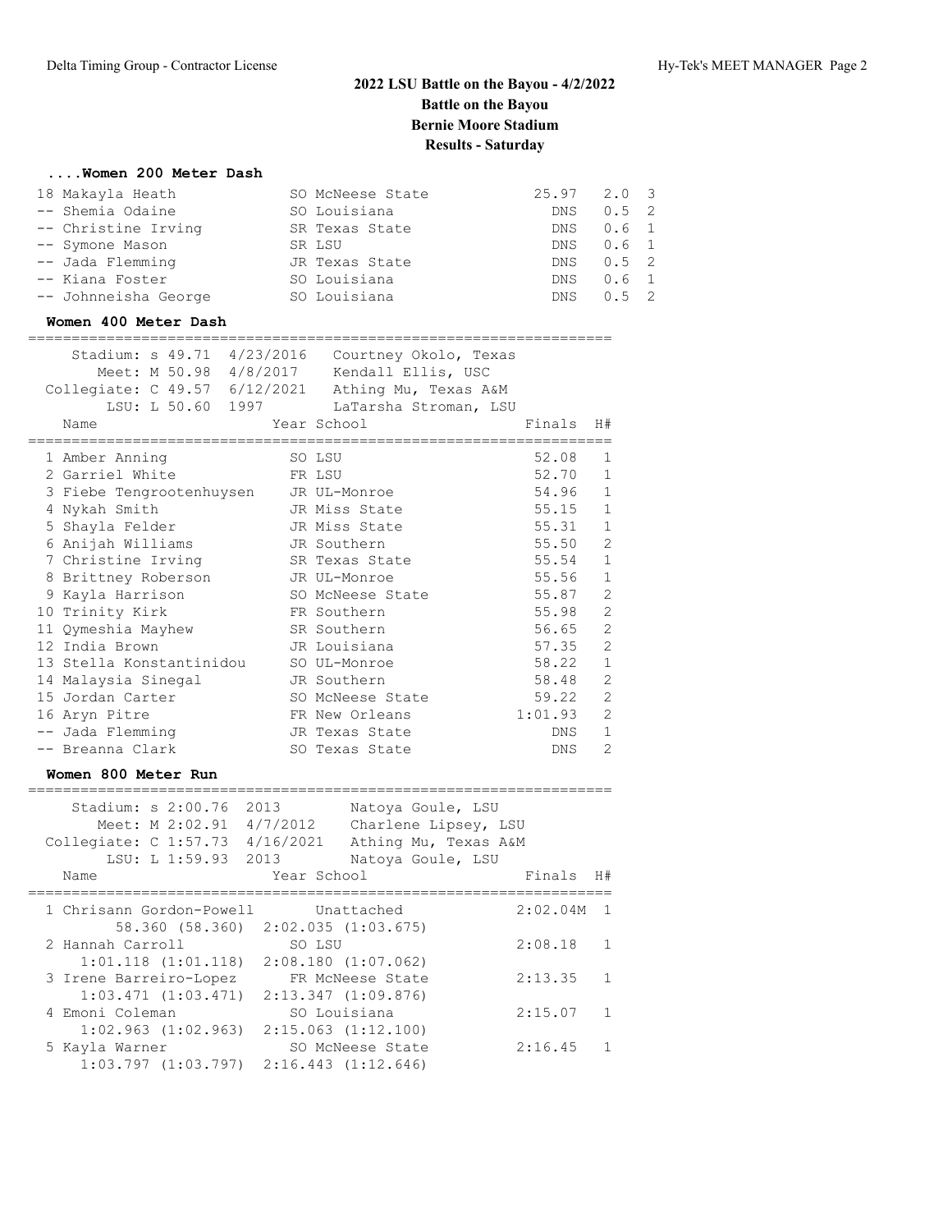## 2022 LSU Battle on the Bayou - 4/2/2022
## Battle on the Bayou
## Bernie Moore Stadium
## Results - Saturday

### ....Women 200 Meter Dash

| Place | Name | Year | School | Finals | Wind | H# |
|---|---|---|---|---|---|---|
| 18 | Makayla Heath | SO | McNeese State | 25.97 | 2.0 | 3 |
| -- | Shemia Odaine | SO | Louisiana | DNS | 0.5 | 2 |
| -- | Christine Irving | SR | Texas State | DNS | 0.6 | 1 |
| -- | Symone Mason | SR | LSU | DNS | 0.6 | 1 |
| -- | Jada Flemming | JR | Texas State | DNS | 0.5 | 2 |
| -- | Kiana Foster | SO | Louisiana | DNS | 0.6 | 1 |
| -- | Johnneisha George | SO | Louisiana | DNS | 0.5 | 2 |

### Women 400 Meter Dash

Stadium: s 49.71 4/23/2016 Courtney Okolo, Texas
Meet: M 50.98 4/8/2017 Kendall Ellis, USC
Collegiate: C 49.57 6/12/2021 Athing Mu, Texas A&M
LSU: L 50.60 1997 LaTarsha Stroman, LSU

| Place | Name | Year | School | Finals | H# |
|---|---|---|---|---|---|
| 1 | Amber Anning | SO | LSU | 52.08 | 1 |
| 2 | Garriel White | FR | LSU | 52.70 | 1 |
| 3 | Fiebe Tengrootenhuysen | JR | UL-Monroe | 54.96 | 1 |
| 4 | Nykah Smith | JR | Miss State | 55.15 | 1 |
| 5 | Shayla Felder | JR | Miss State | 55.31 | 1 |
| 6 | Anijah Williams | JR | Southern | 55.50 | 2 |
| 7 | Christine Irving | SR | Texas State | 55.54 | 1 |
| 8 | Brittney Roberson | JR | UL-Monroe | 55.56 | 1 |
| 9 | Kayla Harrison | SO | McNeese State | 55.87 | 2 |
| 10 | Trinity Kirk | FR | Southern | 55.98 | 2 |
| 11 | Qymeshia Mayhew | SR | Southern | 56.65 | 2 |
| 12 | India Brown | JR | Louisiana | 57.35 | 2 |
| 13 | Stella Konstantinidou | SO | UL-Monroe | 58.22 | 1 |
| 14 | Malaysia Sinegal | JR | Southern | 58.48 | 2 |
| 15 | Jordan Carter | SO | McNeese State | 59.22 | 2 |
| 16 | Aryn Pitre | FR | New Orleans | 1:01.93 | 2 |
| -- | Jada Flemming | JR | Texas State | DNS | 1 |
| -- | Breanna Clark | SO | Texas State | DNS | 2 |

### Women 800 Meter Run

Stadium: s 2:00.76 2013 Natoya Goule, LSU
Meet: M 2:02.91 4/7/2012 Charlene Lipsey, LSU
Collegiate: C 1:57.73 4/16/2021 Athing Mu, Texas A&M
LSU: L 1:59.93 2013 Natoya Goule, LSU

| Place | Name | Year | School | Finals | H# |
|---|---|---|---|---|---|
| 1 | Chrisann Gordon-Powell | | Unattached | 2:02.04M | 1 |
| | 58.360 (58.360) 2:02.035 (1:03.675) | | | | |
| 2 | Hannah Carroll | SO | LSU | 2:08.18 | 1 |
| | 1:01.118 (1:01.118) 2:08.180 (1:07.062) | | | | |
| 3 | Irene Barreiro-Lopez | FR | McNeese State | 2:13.35 | 1 |
| | 1:03.471 (1:03.471) 2:13.347 (1:09.876) | | | | |
| 4 | Emoni Coleman | SO | Louisiana | 2:15.07 | 1 |
| | 1:02.963 (1:02.963) 2:15.063 (1:12.100) | | | | |
| 5 | Kayla Warner | SO | McNeese State | 2:16.45 | 1 |
| | 1:03.797 (1:03.797) 2:16.443 (1:12.646) | | | | |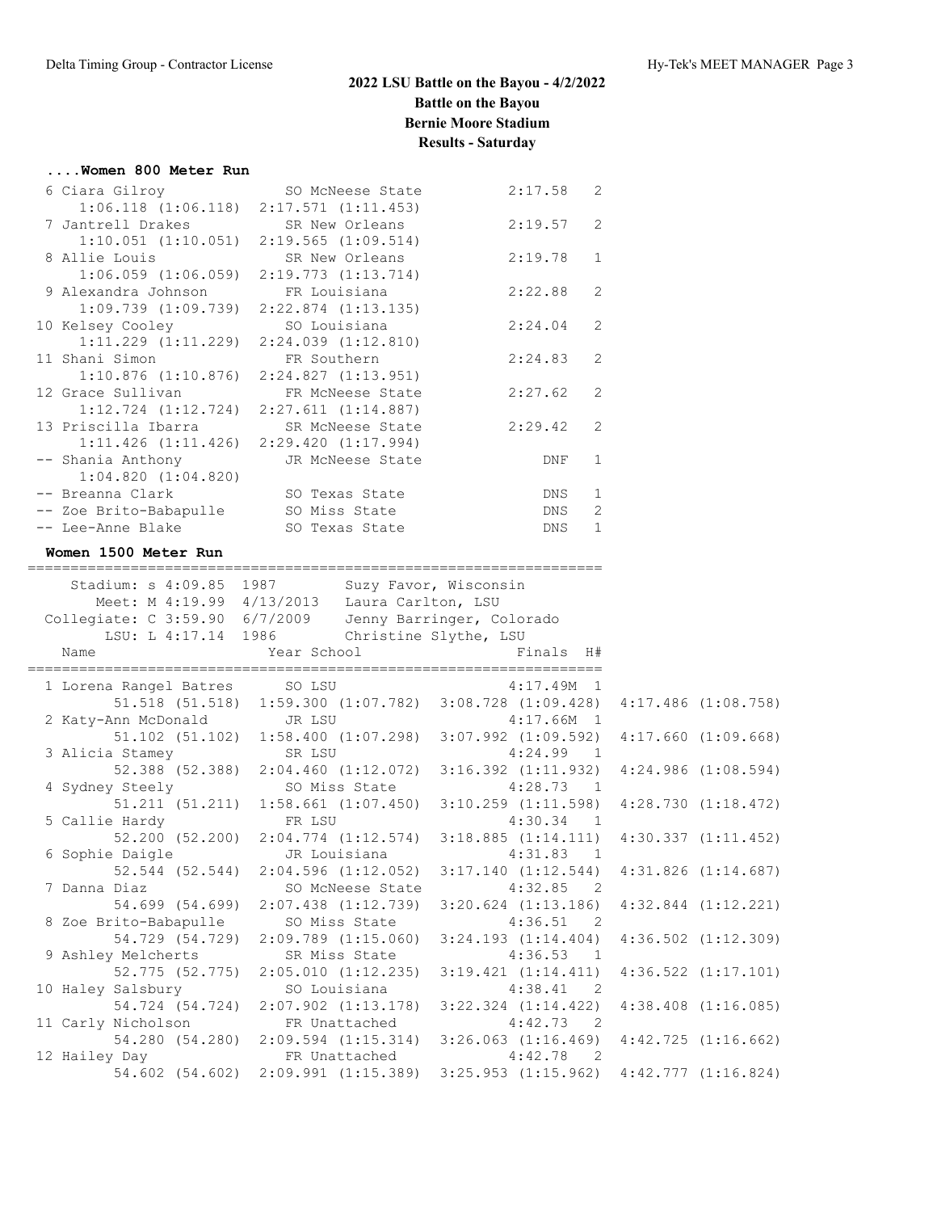## 2022 LSU Battle on the Bayou - 4/2/2022
## Battle on the Bayou
## Bernie Moore Stadium
## Results - Saturday

### ....Women 800 Meter Run

| Place | Name | Year | School | Finals | H# | Splits |
|---|---|---|---|---|---|---|
| 6 | Ciara Gilroy | SO | McNeese State | 2:17.58 | 2 | 1:06.118 (1:06.118) 2:17.571 (1:11.453) |
| 7 | Jantrell Drakes | SR | New Orleans | 2:19.57 | 2 | 1:10.051 (1:10.051) 2:19.565 (1:09.514) |
| 8 | Allie Louis | SR | New Orleans | 2:19.78 | 1 | 1:06.059 (1:06.059) 2:19.773 (1:13.714) |
| 9 | Alexandra Johnson | FR | Louisiana | 2:22.88 | 2 | 1:09.739 (1:09.739) 2:22.874 (1:13.135) |
| 10 | Kelsey Cooley | SO | Louisiana | 2:24.04 | 2 | 1:11.229 (1:11.229) 2:24.039 (1:12.810) |
| 11 | Shani Simon | FR | Southern | 2:24.83 | 2 | 1:10.876 (1:10.876) 2:24.827 (1:13.951) |
| 12 | Grace Sullivan | FR | McNeese State | 2:27.62 | 2 | 1:12.724 (1:12.724) 2:27.611 (1:14.887) |
| 13 | Priscilla Ibarra | SR | McNeese State | 2:29.42 | 2 | 1:11.426 (1:11.426) 2:29.420 (1:17.994) |
| -- | Shania Anthony | JR | McNeese State | DNF | 1 | 1:04.820 (1:04.820) |
| -- | Breanna Clark | SO | Texas State | DNS | 1 | |
| -- | Zoe Brito-Babapulle | SO | Miss State | DNS | 2 | |
| -- | Lee-Anne Blake | SO | Texas State | DNS | 1 | |

### Women 1500 Meter Run

| Record | Mark | Date | Holder |
|---|---|---|---|
| Stadium: s | 4:09.85 | 1987 | Suzy Favor, Wisconsin |
| Meet: M | 4:19.99 | 4/13/2013 | Laura Carlton, LSU |
| Collegiate: C | 3:59.90 | 6/7/2009 | Jenny Barringer, Colorado |
| LSU: L | 4:17.14 | 1986 | Christine Slythe, LSU |

| Place | Name | Year | School | Finals | H# | Splits |
|---|---|---|---|---|---|---|
| 1 | Lorena Rangel Batres | SO | LSU | 4:17.49M | 1 | 51.518 (51.518) 1:59.300 (1:07.782) 3:08.728 (1:09.428) 4:17.486 (1:08.758) |
| 2 | Katy-Ann McDonald | JR | LSU | 4:17.66M | 1 | 51.102 (51.102) 1:58.400 (1:07.298) 3:07.992 (1:09.592) 4:17.660 (1:09.668) |
| 3 | Alicia Stamey | SR | LSU | 4:24.99 | 1 | 52.388 (52.388) 2:04.460 (1:12.072) 3:16.392 (1:11.932) 4:24.986 (1:08.594) |
| 4 | Sydney Steely | SO | Miss State | 4:28.73 | 1 | 51.211 (51.211) 1:58.661 (1:07.450) 3:10.259 (1:11.598) 4:28.730 (1:18.472) |
| 5 | Callie Hardy | FR | LSU | 4:30.34 | 1 | 52.200 (52.200) 2:04.774 (1:12.574) 3:18.885 (1:14.111) 4:30.337 (1:11.452) |
| 6 | Sophie Daigle | JR | Louisiana | 4:31.83 | 1 | 52.544 (52.544) 2:04.596 (1:12.052) 3:17.140 (1:12.544) 4:31.826 (1:14.687) |
| 7 | Danna Diaz | SO | McNeese State | 4:32.85 | 2 | 54.699 (54.699) 2:07.438 (1:12.739) 3:20.624 (1:13.186) 4:32.844 (1:12.221) |
| 8 | Zoe Brito-Babapulle | SO | Miss State | 4:36.51 | 2 | 54.729 (54.729) 2:09.789 (1:15.060) 3:24.193 (1:14.404) 4:36.502 (1:12.309) |
| 9 | Ashley Melcherts | SR | Miss State | 4:36.53 | 1 | 52.775 (52.775) 2:05.010 (1:12.235) 3:19.421 (1:14.411) 4:36.522 (1:17.101) |
| 10 | Haley Salsbury | SO | Louisiana | 4:38.41 | 2 | 54.724 (54.724) 2:07.902 (1:13.178) 3:22.324 (1:14.422) 4:38.408 (1:16.085) |
| 11 | Carly Nicholson | FR | Unattached | 4:42.73 | 2 | 54.280 (54.280) 2:09.594 (1:15.314) 3:26.063 (1:16.469) 4:42.725 (1:16.662) |
| 12 | Hailey Day | FR | Unattached | 4:42.78 | 2 | 54.602 (54.602) 2:09.991 (1:15.389) 3:25.953 (1:15.962) 4:42.777 (1:16.824) |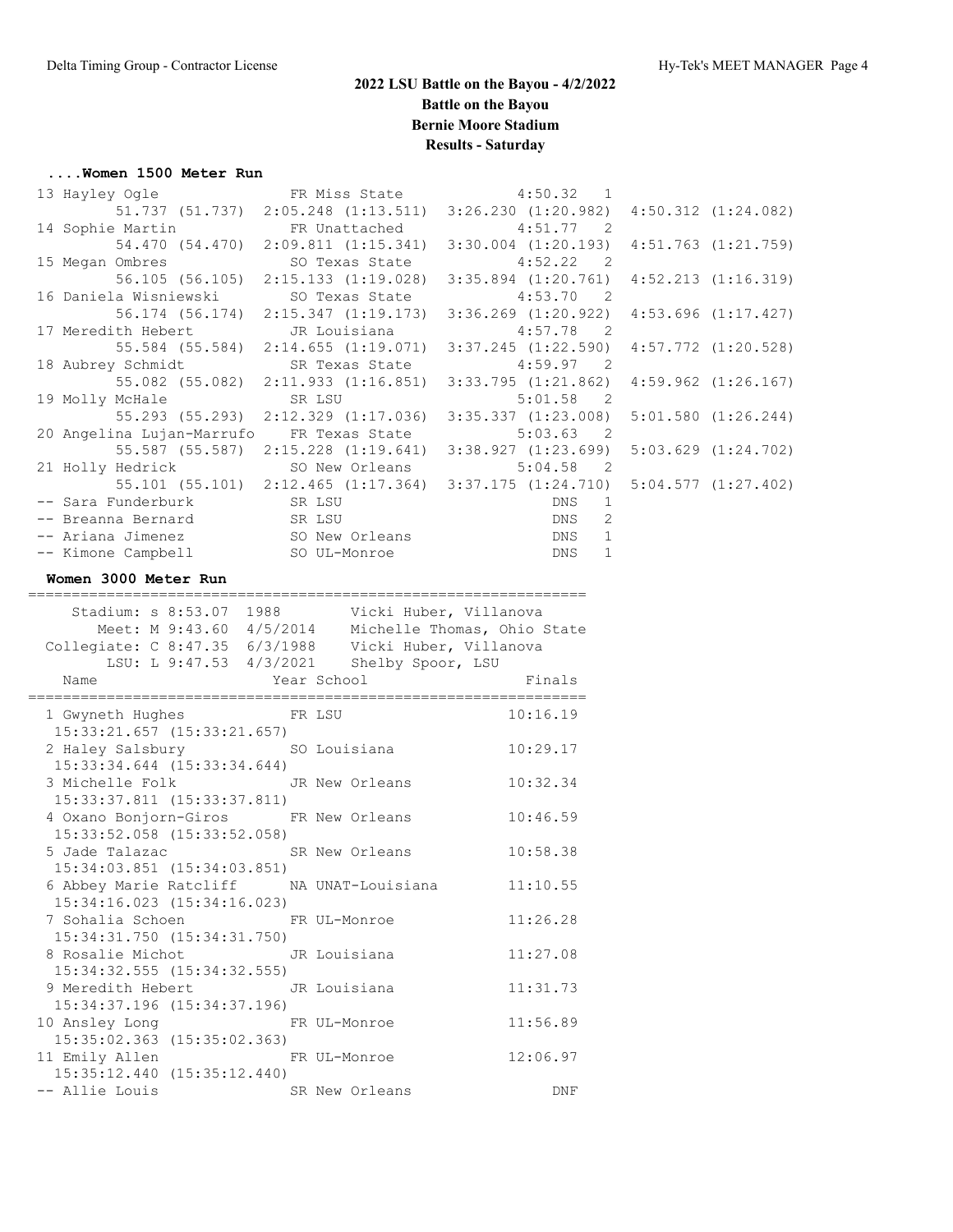# 2022 LSU Battle on the Bayou - 4/2/2022
## Battle on the Bayou
## Bernie Moore Stadium
## Results - Saturday

### ....Women 1500 Meter Run

| Place | Name | Year | School | Finals | H | Split 1 | Split 2 | Split 3 | Split 4 |
|---|---|---|---|---|---|---|---|---|---|
| 13 | Hayley Ogle | FR | Miss State | 4:50.32 | 1 | 51.737 (51.737) | 2:05.248 (1:13.511) | 3:26.230 (1:20.982) | 4:50.312 (1:24.082) |
| 14 | Sophie Martin | FR | Unattached | 4:51.77 | 2 | 54.470 (54.470) | 2:09.811 (1:15.341) | 3:30.004 (1:20.193) | 4:51.763 (1:21.759) |
| 15 | Megan Ombres | SO | Texas State | 4:52.22 | 2 | 56.105 (56.105) | 2:15.133 (1:19.028) | 3:35.894 (1:20.761) | 4:52.213 (1:16.319) |
| 16 | Daniela Wisniewski | SO | Texas State | 4:53.70 | 2 | 56.174 (56.174) | 2:15.347 (1:19.173) | 3:36.269 (1:20.922) | 4:53.696 (1:17.427) |
| 17 | Meredith Hebert | JR | Louisiana | 4:57.78 | 2 | 55.584 (55.584) | 2:14.655 (1:19.071) | 3:37.245 (1:22.590) | 4:57.772 (1:20.528) |
| 18 | Aubrey Schmidt | SR | Texas State | 4:59.97 | 2 | 55.082 (55.082) | 2:11.933 (1:16.851) | 3:33.795 (1:21.862) | 4:59.962 (1:26.167) |
| 19 | Molly McHale | SR | LSU | 5:01.58 | 2 | 55.293 (55.293) | 2:12.329 (1:17.036) | 3:35.337 (1:23.008) | 5:01.580 (1:26.244) |
| 20 | Angelina Lujan-Marrufo | FR | Texas State | 5:03.63 | 2 | 55.587 (55.587) | 2:15.228 (1:19.641) | 3:38.927 (1:23.699) | 5:03.629 (1:24.702) |
| 21 | Holly Hedrick | SO | New Orleans | 5:04.58 | 2 | 55.101 (55.101) | 2:12.465 (1:17.364) | 3:37.175 (1:24.710) | 5:04.577 (1:27.402) |
| -- | Sara Funderburk | SR | LSU | DNS | 1 | | | | |
| -- | Breanna Bernard | SR | LSU | DNS | 2 | | | | |
| -- | Ariana Jimenez | SO | New Orleans | DNS | 1 | | | | |
| -- | Kimone Campbell | SO | UL-Monroe | DNS | 1 | | | | |

### Women 3000 Meter Run

| Record | Mark | Date | Holder |
|---|---|---|---|
| Stadium: s | 8:53.07 | 1988 | Vicki Huber, Villanova |
| Meet: M | 9:43.60 | 4/5/2014 | Michelle Thomas, Ohio State |
| Collegiate: C | 8:47.35 | 6/3/1988 | Vicki Huber, Villanova |
| LSU: L | 9:47.53 | 4/3/2021 | Shelby Spoor, LSU |

| Place | Name | Year | School | Finals | Split |
|---|---|---|---|---|---|
| 1 | Gwyneth Hughes | FR | LSU | 10:16.19 | 15:33:21.657 (15:33:21.657) |
| 2 | Haley Salsbury | SO | Louisiana | 10:29.17 | 15:33:34.644 (15:33:34.644) |
| 3 | Michelle Folk | JR | New Orleans | 10:32.34 | 15:33:37.811 (15:33:37.811) |
| 4 | Oxano Bonjorn-Giros | FR | New Orleans | 10:46.59 | 15:33:52.058 (15:33:52.058) |
| 5 | Jade Talazac | SR | New Orleans | 10:58.38 | 15:34:03.851 (15:34:03.851) |
| 6 | Abbey Marie Ratcliff | NA | UNAT-Louisiana | 11:10.55 | 15:34:16.023 (15:34:16.023) |
| 7 | Sohalia Schoen | FR | UL-Monroe | 11:26.28 | 15:34:31.750 (15:34:31.750) |
| 8 | Rosalie Michot | JR | Louisiana | 11:27.08 | 15:34:32.555 (15:34:32.555) |
| 9 | Meredith Hebert | JR | Louisiana | 11:31.73 | 15:34:37.196 (15:34:37.196) |
| 10 | Ansley Long | FR | UL-Monroe | 11:56.89 | 15:35:02.363 (15:35:02.363) |
| 11 | Emily Allen | FR | UL-Monroe | 12:06.97 | 15:35:12.440 (15:35:12.440) |
| -- | Allie Louis | SR | New Orleans | DNF | |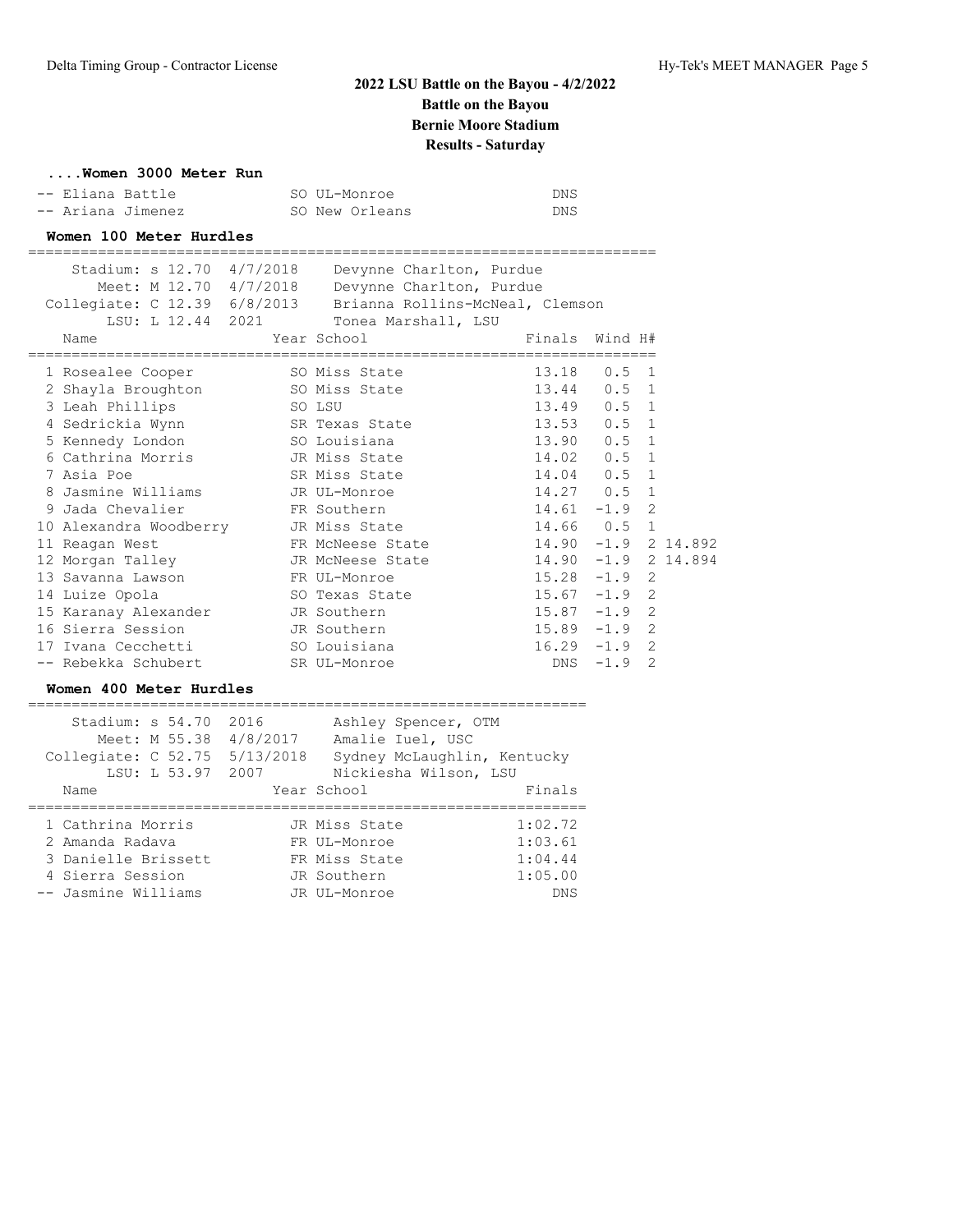## 2022 LSU Battle on the Bayou - 4/2/2022
## Battle on the Bayou
## Bernie Moore Stadium
## Results - Saturday

### ....Women 3000 Meter Run

| Place | Name | Year | School | Finals |
|---|---|---|---|---|
| -- | Eliana Battle | SO | UL-Monroe | DNS |
| -- | Ariana Jimenez | SO | New Orleans | DNS |

### Women 100 Meter Hurdles

| Record | Mark | Date | Holder |
|---|---|---|---|
| Stadium: s | 12.70 | 4/7/2018 | Devynne Charlton, Purdue |
| Meet: M | 12.70 | 4/7/2018 | Devynne Charlton, Purdue |
| Collegiate: C | 12.39 | 6/8/2013 | Brianna Rollins-McNeal, Clemson |
| LSU: L | 12.44 | 2021 | Tonea Marshall, LSU |

| Place | Name | Year | School | Finals | Wind | H# | |
|---|---|---|---|---|---|---|---|
| 1 | Rosealee Cooper | SO | Miss State | 13.18 | 0.5 | 1 | |
| 2 | Shayla Broughton | SO | Miss State | 13.44 | 0.5 | 1 | |
| 3 | Leah Phillips | SO | LSU | 13.49 | 0.5 | 1 | |
| 4 | Sedrickia Wynn | SR | Texas State | 13.53 | 0.5 | 1 | |
| 5 | Kennedy London | SO | Louisiana | 13.90 | 0.5 | 1 | |
| 6 | Cathrina Morris | JR | Miss State | 14.02 | 0.5 | 1 | |
| 7 | Asia Poe | SR | Miss State | 14.04 | 0.5 | 1 | |
| 8 | Jasmine Williams | JR | UL-Monroe | 14.27 | 0.5 | 1 | |
| 9 | Jada Chevalier | FR | Southern | 14.61 | -1.9 | 2 | |
| 10 | Alexandra Woodberry | JR | Miss State | 14.66 | 0.5 | 1 | |
| 11 | Reagan West | FR | McNeese State | 14.90 | -1.9 | 2 | 14.892 |
| 12 | Morgan Talley | JR | McNeese State | 14.90 | -1.9 | 2 | 14.894 |
| 13 | Savanna Lawson | FR | UL-Monroe | 15.28 | -1.9 | 2 | |
| 14 | Luize Opola | SO | Texas State | 15.67 | -1.9 | 2 | |
| 15 | Karanay Alexander | JR | Southern | 15.87 | -1.9 | 2 | |
| 16 | Sierra Session | JR | Southern | 15.89 | -1.9 | 2 | |
| 17 | Ivana Cecchetti | SO | Louisiana | 16.29 | -1.9 | 2 | |
| -- | Rebekka Schubert | SR | UL-Monroe | DNS | -1.9 | 2 | |

### Women 400 Meter Hurdles

| Record | Mark | Date | Holder |
|---|---|---|---|
| Stadium: s | 54.70 | 2016 | Ashley Spencer, OTM |
| Meet: M | 55.38 | 4/8/2017 | Amalie Iuel, USC |
| Collegiate: C | 52.75 | 5/13/2018 | Sydney McLaughlin, Kentucky |
| LSU: L | 53.97 | 2007 | Nickiesha Wilson, LSU |

| Place | Name | Year | School | Finals |
|---|---|---|---|---|
| 1 | Cathrina Morris | JR | Miss State | 1:02.72 |
| 2 | Amanda Radava | FR | UL-Monroe | 1:03.61 |
| 3 | Danielle Brissett | FR | Miss State | 1:04.44 |
| 4 | Sierra Session | JR | Southern | 1:05.00 |
| -- | Jasmine Williams | JR | UL-Monroe | DNS |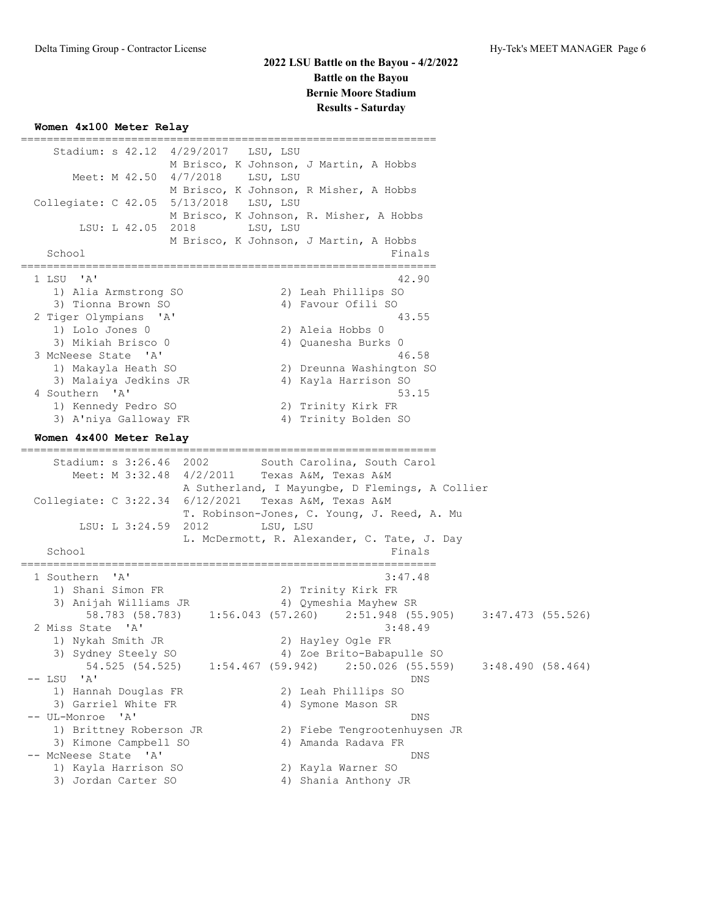# 2022 LSU Battle on the Bayou - 4/2/2022

## Battle on the Bayou

## Bernie Moore Stadium

## Results - Saturday

### Women 4x100 Meter Relay

```
================================================================
    Stadium: s 42.12  4/29/2017   LSU, LSU
                      M Brisco, K Johnson, J Martin, A Hobbs
       Meet: M 42.50  4/7/2018    LSU, LSU
                      M Brisco, K Johnson, R Misher, A Hobbs
 Collegiate: C 42.05  5/13/2018   LSU, LSU
                      M Brisco, K Johnson, R. Misher, A Hobbs
        LSU: L 42.05  2018        LSU, LSU
                      M Brisco, K Johnson, J Martin, A Hobbs
  School                                                Finals
================================================================
  1 LSU  'A'                                             42.90
     1) Alia Armstrong SO             2) Leah Phillips SO
     3) Tionna Brown SO               4) Favour Ofili SO
  2 Tiger Olympians  'A'                                 43.55
     1) Lolo Jones 0                  2) Aleia Hobbs 0
     3) Mikiah Brisco 0               4) Quanesha Burks 0
  3 McNeese State  'A'                                   46.58
     1) Makayla Heath SO              2) Dreunna Washington SO
     3) Malaiya Jedkins JR            4) Kayla Harrison SO
  4 Southern  'A'                                        53.15
     1) Kennedy Pedro SO              2) Trinity Kirk FR
     3) A'niya Galloway FR            4) Trinity Bolden SO
```

### Women 4x400 Meter Relay

```
================================================================
    Stadium: s 3:26.46  2002        South Carolina, South Carol
       Meet: M 3:32.48  4/2/2011    Texas A&M, Texas A&M
                        A Sutherland, I Mayungbe, D Flemings, A Collier
 Collegiate: C 3:22.34  6/12/2021   Texas A&M, Texas A&M
                        T. Robinson-Jones, C. Young, J. Reed, A. Mu
        LSU: L 3:24.59  2012        LSU, LSU
                        L. McDermott, R. Alexander, C. Tate, J. Day
  School                                                Finals
================================================================
  1 Southern  'A'                                      3:47.48
     1) Shani Simon FR                2) Trinity Kirk FR
     3) Anijah Williams JR            4) Qymeshia Mayhew SR
          58.783 (58.783)    1:56.043 (57.260)    2:51.948 (55.905)    3:47.473 (55.526)
  2 Miss State  'A'                                    3:48.49
     1) Nykah Smith JR                2) Hayley Ogle FR
     3) Sydney Steely SO              4) Zoe Brito-Babapulle SO
          54.525 (54.525)    1:54.467 (59.942)    2:50.026 (55.559)    3:48.490 (58.464)
 -- LSU  'A'                                               DNS
     1) Hannah Douglas FR             2) Leah Phillips SO
     3) Garriel White FR              4) Symone Mason SR
 -- UL-Monroe  'A'                                         DNS
     1) Brittney Roberson JR          2) Fiebe Tengrootenhuysen JR
     3) Kimone Campbell SO            4) Amanda Radava FR
 -- McNeese State  'A'                                     DNS
     1) Kayla Harrison SO             2) Kayla Warner SO
     3) Jordan Carter SO              4) Shania Anthony JR
```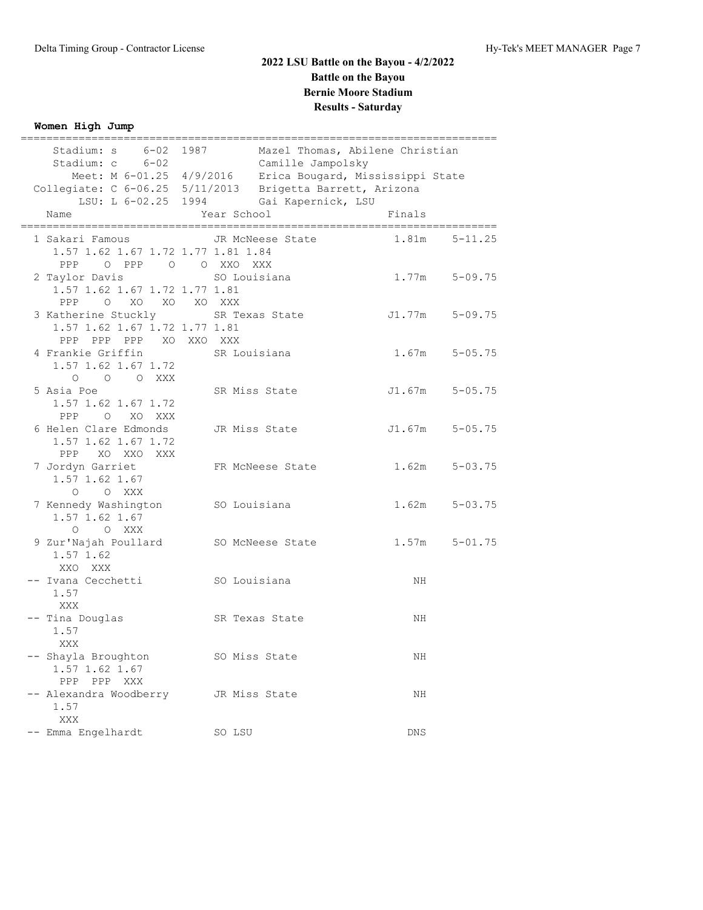# 2022 LSU Battle on the Bayou - 4/2/2022
## Battle on the Bayou
## Bernie Moore Stadium
## Results - Saturday

### Women High Jump

```
==========================================================================
    Stadium: s    6-02  1987        Mazel Thomas, Abilene Christian
    Stadium: c    6-02              Camille Jampolsky
        Meet: M 6-01.25  4/9/2016    Erica Bougard, Mississippi State
  Collegiate: C 6-06.25  5/11/2013   Brigetta Barrett, Arizona
         LSU: L 6-02.25  1994        Gai Kapernick, LSU
    Name                    Year School                  Finals
==========================================================================
  1 Sakari Famous            JR McNeese State          1.81m    5-11.25
     1.57 1.62 1.67 1.72 1.77 1.81 1.84
      PPP    O  PPP    O    O  XXO  XXX
  2 Taylor Davis             SO Louisiana              1.77m    5-09.75
     1.57 1.62 1.67 1.72 1.77 1.81
      PPP    O   XO   XO   XO  XXX
  3 Katherine Stuckly        SR Texas State           J1.77m    5-09.75
     1.57 1.62 1.67 1.72 1.77 1.81
      PPP  PPP  PPP   XO  XXO  XXX
  4 Frankie Griffin          SR Louisiana              1.67m    5-05.75
     1.57 1.62 1.67 1.72
        O    O    O  XXX
  5 Asia Poe                 SR Miss State            J1.67m    5-05.75
     1.57 1.62 1.67 1.72
      PPP    O   XO  XXX
  6 Helen Clare Edmonds      JR Miss State            J1.67m    5-05.75
     1.57 1.62 1.67 1.72
      PPP   XO  XXO  XXX
  7 Jordyn Garriet           FR McNeese State          1.62m    5-03.75
     1.57 1.62 1.67
        O    O  XXX
  7 Kennedy Washington       SO Louisiana              1.62m    5-03.75
     1.57 1.62 1.67
        O    O  XXX
  9 Zur'Najah Poullard       SO McNeese State          1.57m    5-01.75
     1.57 1.62
      XXO  XXX
 -- Ivana Cecchetti          SO Louisiana                 NH
     1.57
      XXX
 -- Tina Douglas             SR Texas State               NH
     1.57
      XXX
 -- Shayla Broughton         SO Miss State                NH
     1.57 1.62 1.67
      PPP  PPP  XXX
 -- Alexandra Woodberry      JR Miss State                NH
     1.57
      XXX
 -- Emma Engelhardt          SO LSU                      DNS
```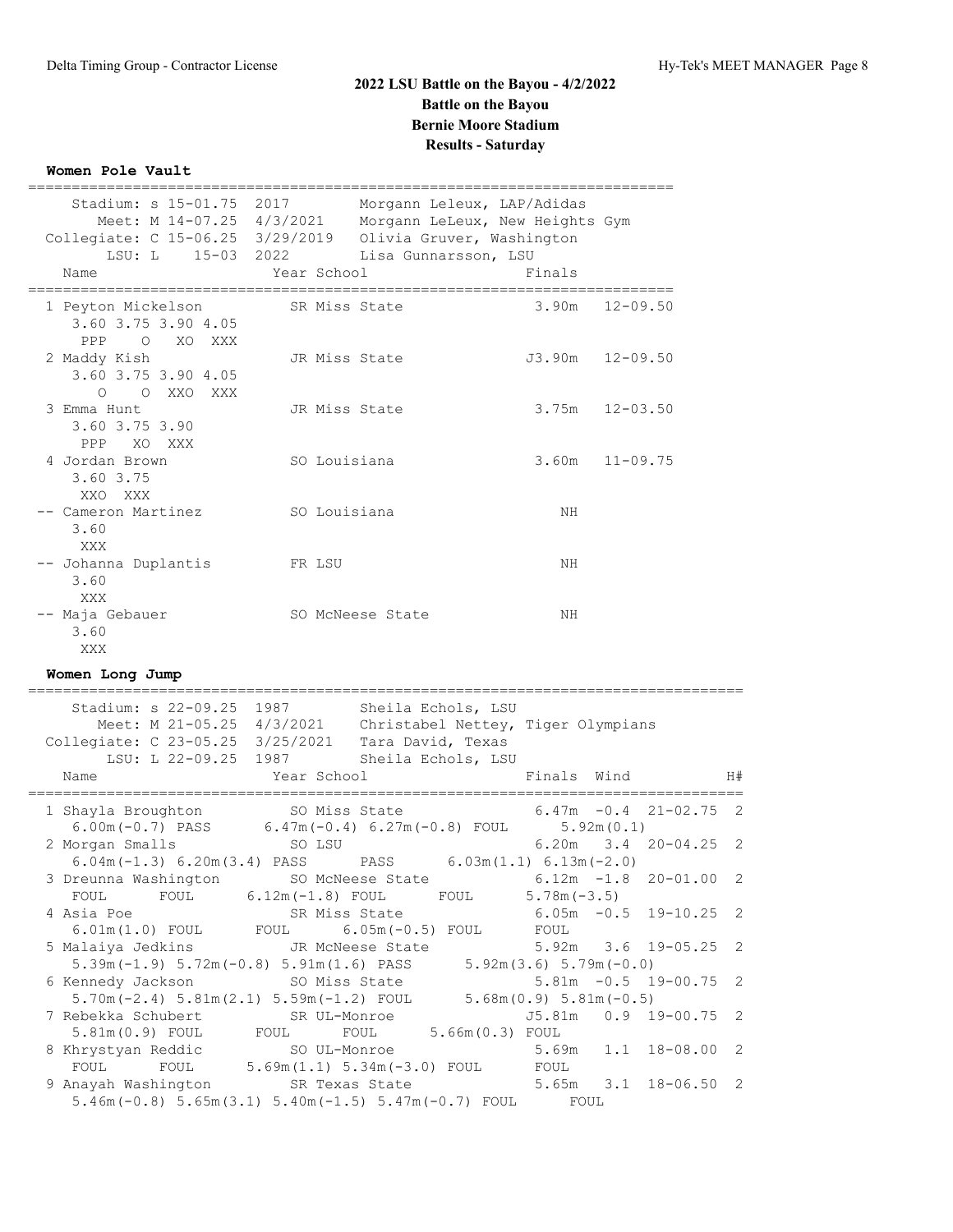# 2022 LSU Battle on the Bayou - 4/2/2022

## Battle on the Bayou

## Bernie Moore Stadium

## Results - Saturday

### Women Pole Vault

```
=========================================================================
    Stadium: s 15-01.75  2017        Morgann Leleux, LAP/Adidas
       Meet: M 14-07.25  4/3/2021    Morgann LeLeux, New Heights Gym
 Collegiate: C 15-06.25  3/29/2019   Olivia Gruver, Washington
        LSU: L    15-03  2022        Lisa Gunnarsson, LSU
   Name                    Year School                  Finals
=========================================================================
  1 Peyton Mickelson         SR Miss State              3.90m   12-09.50
     3.60 3.75 3.90 4.05
      PPP    O   XO  XXX
  2 Maddy Kish               JR Miss State             J3.90m   12-09.50
     3.60 3.75 3.90 4.05
        O    O  XXO  XXX
  3 Emma Hunt                JR Miss State              3.75m   12-03.50
     3.60 3.75 3.90
      PPP   XO  XXX
  4 Jordan Brown             SO Louisiana               3.60m   11-09.75
     3.60 3.75
      XXO  XXX
 -- Cameron Martinez         SO Louisiana                  NH
     3.60
      XXX
 -- Johanna Duplantis        FR LSU                        NH
     3.60
      XXX
 -- Maja Gebauer             SO McNeese State              NH
     3.60
      XXX
```

### Women Long Jump

```
================================================================================
    Stadium: s 22-09.25  1987        Sheila Echols, LSU
       Meet: M 21-05.25  4/3/2021    Christabel Nettey, Tiger Olympians
 Collegiate: C 23-05.25  3/25/2021   Tara David, Texas
        LSU: L 22-09.25  1987        Sheila Echols, LSU
   Name                    Year School                  Finals  Wind          H#
================================================================================
  1 Shayla Broughton         SO Miss State              6.47m  -0.4  21-02.75  2
     6.00m(-0.7) PASS      6.47m(-0.4) 6.27m(-0.8) FOUL      5.92m(0.1)
  2 Morgan Smalls            SO LSU                     6.20m   3.4  20-04.25  2
     6.04m(-1.3) 6.20m(3.4) PASS      PASS      6.03m(1.1) 6.13m(-2.0)
  3 Dreunna Washington       SO McNeese State           6.12m  -1.8  20-01.00  2
     FOUL      FOUL      6.12m(-1.8) FOUL      FOUL      5.78m(-3.5)
  4 Asia Poe                 SR Miss State              6.05m  -0.5  19-10.25  2
     6.01m(1.0) FOUL      FOUL      6.05m(-0.5) FOUL      FOUL
  5 Malaiya Jedkins          JR McNeese State           5.92m   3.6  19-05.25  2
     5.39m(-1.9) 5.72m(-0.8) 5.91m(1.6) PASS      5.92m(3.6) 5.79m(-0.0)
  6 Kennedy Jackson          SO Miss State              5.81m  -0.5  19-00.75  2
     5.70m(-2.4) 5.81m(2.1) 5.59m(-1.2) FOUL      5.68m(0.9) 5.81m(-0.5)
  7 Rebekka Schubert         SR UL-Monroe              J5.81m   0.9  19-00.75  2
     5.81m(0.9) FOUL      FOUL      FOUL      5.66m(0.3) FOUL
  8 Khrystyan Reddic         SO UL-Monroe               5.69m   1.1  18-08.00  2
     FOUL      FOUL      5.69m(1.1) 5.34m(-3.0) FOUL      FOUL
  9 Anayah Washington        SR Texas State             5.65m   3.1  18-06.50  2
     5.46m(-0.8) 5.65m(3.1) 5.40m(-1.5) 5.47m(-0.7) FOUL      FOUL
```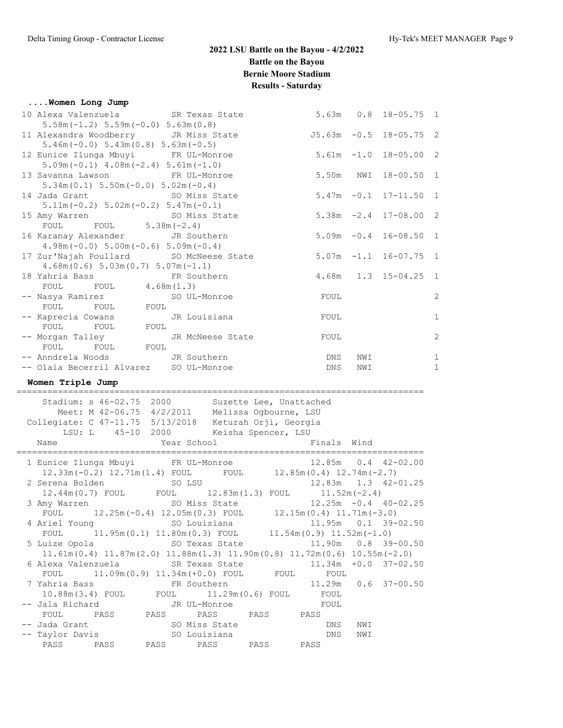## 2022 LSU Battle on the Bayou - 4/2/2022
## Battle on the Bayou
## Bernie Moore Stadium
## Results - Saturday

### ....Women Long Jump

```
 10 Alexa Valenzuela          SR Texas State              5.63m   0.8  18-05.75  1
     5.58m(-1.2) 5.59m(-0.0) 5.63m(0.8)
 11 Alexandra Woodberry       JR Miss State              J5.63m  -0.5  18-05.75  2
     5.46m(-0.0) 5.43m(0.8) 5.63m(-0.5)
 12 Eunice Ilunga Mbuyi       FR UL-Monroe                5.61m  -1.0  18-05.00  2
     5.09m(-0.1) 4.08m(-2.4) 5.61m(-1.0)
 13 Savanna Lawson            FR UL-Monroe                5.50m   NWI  18-00.50  1
     5.34m(0.1) 5.50m(-0.0) 5.02m(-0.4)
 14 Jada Grant                SO Miss State               5.47m  -0.1  17-11.50  1
     5.11m(-0.2) 5.02m(-0.2) 5.47m(-0.1)
 15 Amy Warren                SO Miss State               5.38m  -2.4  17-08.00  2
     FOUL      FOUL      5.38m(-2.4)
 16 Karanay Alexander         JR Southern                 5.09m  -0.4  16-08.50  1
     4.98m(-0.0) 5.00m(-0.6) 5.09m(-0.4)
 17 Zur'Najah Poullard        SO McNeese State            5.07m  -1.1  16-07.75  1
     4.68m(0.6) 5.03m(0.7) 5.07m(-1.1)
 18 Yahria Bass               FR Southern                 4.68m   1.3  15-04.25  1
     FOUL      FOUL      4.68m(1.3)
 -- Nasya Ramirez             SO UL-Monroe                 FOUL                  2
     FOUL      FOUL      FOUL
 -- Kaprecia Cowans           JR Louisiana                 FOUL                  1
     FOUL      FOUL      FOUL
 -- Morgan Talley             JR McNeese State             FOUL                  2
     FOUL      FOUL      FOUL
 -- Anndrela Woods            JR Southern                   DNS   NWI            1
 -- Olaia Becerril Alvarez    SO UL-Monroe                  DNS   NWI            1
```

### Women Triple Jump

```
================================================================================
    Stadium: s 46-02.75  2000        Suzette Lee, Unattached
       Meet: M 42-06.75  4/2/2011    Melissa Ogbourne, LSU
 Collegiate: C 47-11.75  5/13/2018   Keturah Orji, Georgia
        LSU: L    45-10  2000        Keisha Spencer, LSU
    Name                    Year School                  Finals  Wind
================================================================================
  1 Eunice Ilunga Mbuyi      FR UL-Monroe               12.85m   0.4  42-02.00
     12.33m(-0.2) 12.71m(1.4) FOUL      FOUL      12.85m(0.4) 12.74m(-2.7)
  2 Serena Bolden            SO LSU                     12.83m   1.3  42-01.25
     12.44m(0.7) FOUL      FOUL      12.83m(1.3) FOUL      11.52m(-2.4)
  3 Amy Warren               SO Miss State              12.25m  -0.4  40-02.25
     FOUL      12.25m(-0.4) 12.05m(0.3) FOUL      12.15m(0.4) 11.71m(-3.0)
  4 Ariel Young              SO Louisiana               11.95m   0.1  39-02.50
     FOUL      11.95m(0.1) 11.80m(0.3) FOUL      11.54m(0.9) 11.52m(-1.0)
  5 Luize Opola              SO Texas State             11.90m   0.8  39-00.50
     11.61m(0.4) 11.87m(2.0) 11.88m(1.3) 11.90m(0.8) 11.72m(0.6) 10.55m(-2.0)
  6 Alexa Valenzuela         SR Texas State             11.34m  +0.0  37-02.50
     FOUL      11.09m(0.9) 11.34m(+0.0) FOUL      FOUL      FOUL
  7 Yahria Bass              FR Southern                11.29m   0.6  37-00.50
     10.88m(3.4) FOUL      FOUL      11.29m(0.6) FOUL      FOUL
 -- Jala Richard             JR UL-Monroe                  FOUL
     FOUL      PASS      PASS      PASS      PASS      PASS
 -- Jada Grant               SO Miss State                  DNS   NWI
 -- Taylor Davis             SO Louisiana                   DNS   NWI
     PASS      PASS      PASS      PASS      PASS      PASS
```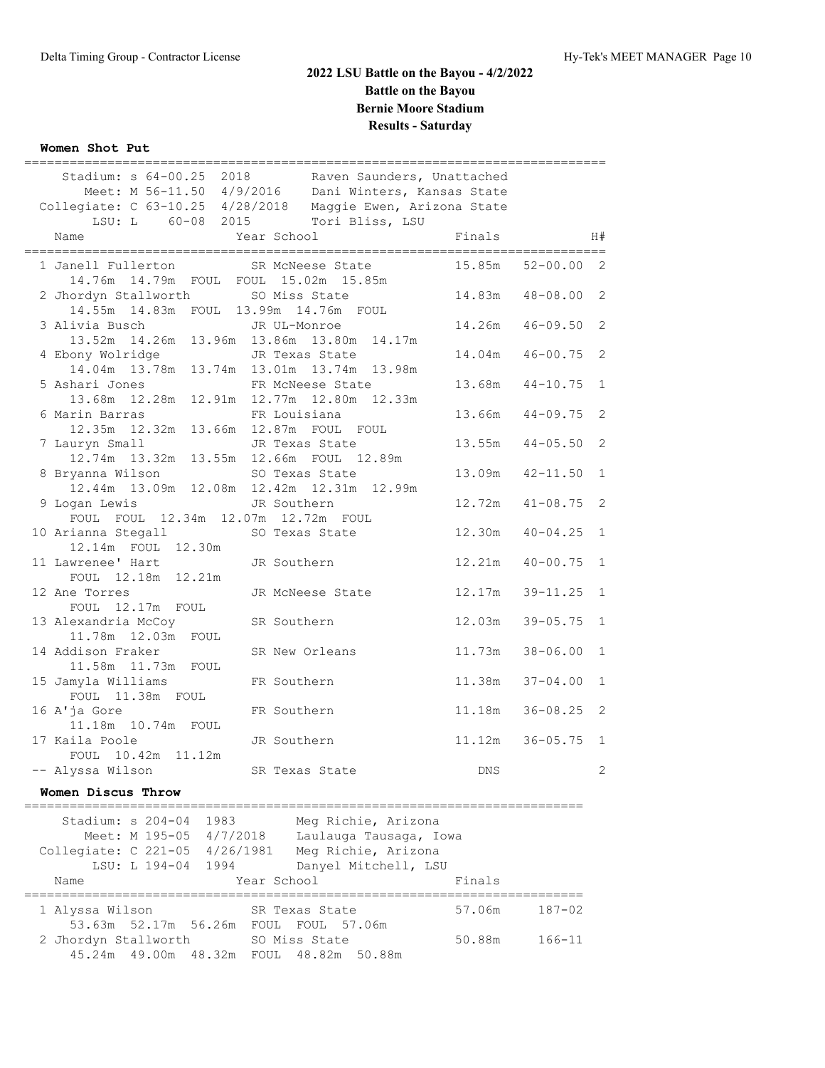## 2022 LSU Battle on the Bayou - 4/2/2022

## Battle on the Bayou

## Bernie Moore Stadium

## Results - Saturday

### Women Shot Put

| | | | |
|---|---|---|---|
| Stadium: | s 64-00.25 | 2018 | Raven Saunders, Unattached |
| Meet: | M 56-11.50 | 4/9/2016 | Dani Winters, Kansas State |
| Collegiate: | C 63-10.25 | 4/28/2018 | Maggie Ewen, Arizona State |
| LSU: | L 60-08 | 2015 | Tori Bliss, LSU |

| Place | Name | Year | School | Finals | | H# |
|---|---|---|---|---|---|---|
| 1 | Janell Fullerton | SR | McNeese State | 15.85m | 52-00.00 | 2 |
| | 14.76m 14.79m FOUL FOUL 15.02m 15.85m | | | | | |
| 2 | Jhordyn Stallworth | SO | Miss State | 14.83m | 48-08.00 | 2 |
| | 14.55m 14.83m FOUL 13.99m 14.76m FOUL | | | | | |
| 3 | Alivia Busch | JR | UL-Monroe | 14.26m | 46-09.50 | 2 |
| | 13.52m 14.26m 13.96m 13.86m 13.80m 14.17m | | | | | |
| 4 | Ebony Wolridge | JR | Texas State | 14.04m | 46-00.75 | 2 |
| | 14.04m 13.78m 13.74m 13.01m 13.74m 13.98m | | | | | |
| 5 | Ashari Jones | FR | McNeese State | 13.68m | 44-10.75 | 1 |
| | 13.68m 12.28m 12.91m 12.77m 12.80m 12.33m | | | | | |
| 6 | Marin Barras | FR | Louisiana | 13.66m | 44-09.75 | 2 |
| | 12.35m 12.32m 13.66m 12.87m FOUL FOUL | | | | | |
| 7 | Lauryn Small | JR | Texas State | 13.55m | 44-05.50 | 2 |
| | 12.74m 13.32m 13.55m 12.66m FOUL 12.89m | | | | | |
| 8 | Bryanna Wilson | SO | Texas State | 13.09m | 42-11.50 | 1 |
| | 12.44m 13.09m 12.08m 12.42m 12.31m 12.99m | | | | | |
| 9 | Logan Lewis | JR | Southern | 12.72m | 41-08.75 | 2 |
| | FOUL FOUL 12.34m 12.07m 12.72m FOUL | | | | | |
| 10 | Arianna Stegall | SO | Texas State | 12.30m | 40-04.25 | 1 |
| | 12.14m FOUL 12.30m | | | | | |
| 11 | Lawrenee' Hart | JR | Southern | 12.21m | 40-00.75 | 1 |
| | FOUL 12.18m 12.21m | | | | | |
| 12 | Ane Torres | JR | McNeese State | 12.17m | 39-11.25 | 1 |
| | FOUL 12.17m FOUL | | | | | |
| 13 | Alexandria McCoy | SR | Southern | 12.03m | 39-05.75 | 1 |
| | 11.78m 12.03m FOUL | | | | | |
| 14 | Addison Fraker | SR | New Orleans | 11.73m | 38-06.00 | 1 |
| | 11.58m 11.73m FOUL | | | | | |
| 15 | Jamyla Williams | FR | Southern | 11.38m | 37-04.00 | 1 |
| | FOUL 11.38m FOUL | | | | | |
| 16 | A'ja Gore | FR | Southern | 11.18m | 36-08.25 | 2 |
| | 11.18m 10.74m FOUL | | | | | |
| 17 | Kaila Poole | JR | Southern | 11.12m | 36-05.75 | 1 |
| | FOUL 10.42m 11.12m | | | | | |
| -- | Alyssa Wilson | SR | Texas State | DNS | | 2 |

### Women Discus Throw

| | | | |
|---|---|---|---|
| Stadium: | s 204-04 | 1983 | Meg Richie, Arizona |
| Meet: | M 195-05 | 4/7/2018 | Laulauga Tausaga, Iowa |
| Collegiate: | C 221-05 | 4/26/1981 | Meg Richie, Arizona |
| LSU: | L 194-04 | 1994 | Danyel Mitchell, LSU |

| Place | Name | Year | School | Finals | |
|---|---|---|---|---|---|
| 1 | Alyssa Wilson | SR | Texas State | 57.06m | 187-02 |
| | 53.63m 52.17m 56.26m FOUL FOUL 57.06m | | | | |
| 2 | Jhordyn Stallworth | SO | Miss State | 50.88m | 166-11 |
| | 45.24m 49.00m 48.32m FOUL 48.82m 50.88m | | | | |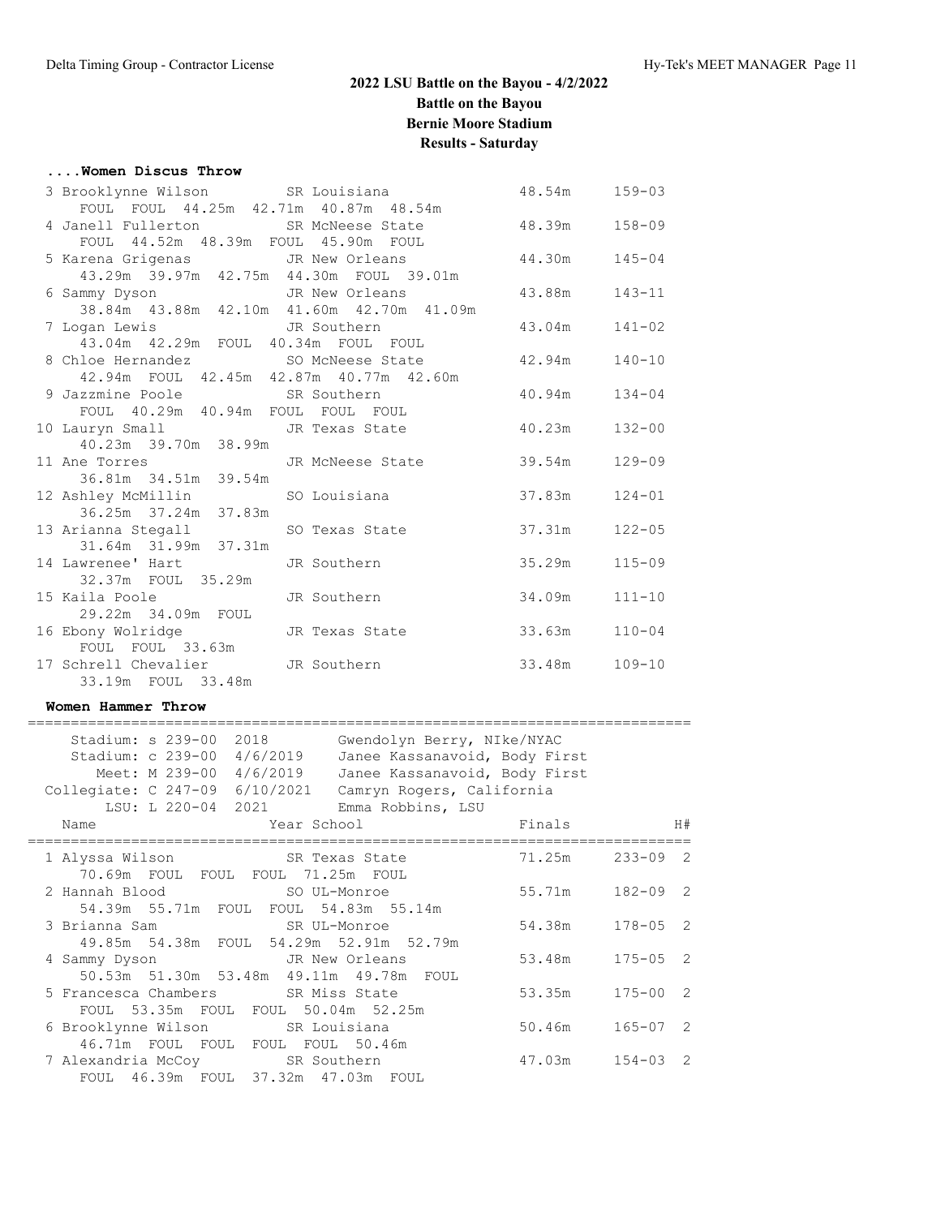# 2022 LSU Battle on the Bayou - 4/2/2022

## Battle on the Bayou

## Bernie Moore Stadium

## Results - Saturday

### ....Women Discus Throw

| Place | Name | Year | School | Finals | |
|---|---|---|---|---|---|
| 3 | Brooklynne Wilson | SR | Louisiana | 48.54m | 159-03 |
| | FOUL FOUL 44.25m 42.71m 40.87m 48.54m | | | | |
| 4 | Janell Fullerton | SR | McNeese State | 48.39m | 158-09 |
| | FOUL 44.52m 48.39m FOUL 45.90m FOUL | | | | |
| 5 | Karena Grigenas | JR | New Orleans | 44.30m | 145-04 |
| | 43.29m 39.97m 42.75m 44.30m FOUL 39.01m | | | | |
| 6 | Sammy Dyson | JR | New Orleans | 43.88m | 143-11 |
| | 38.84m 43.88m 42.10m 41.60m 42.70m 41.09m | | | | |
| 7 | Logan Lewis | JR | Southern | 43.04m | 141-02 |
| | 43.04m 42.29m FOUL 40.34m FOUL FOUL | | | | |
| 8 | Chloe Hernandez | SO | McNeese State | 42.94m | 140-10 |
| | 42.94m FOUL 42.45m 42.87m 40.77m 42.60m | | | | |
| 9 | Jazzmine Poole | SR | Southern | 40.94m | 134-04 |
| | FOUL 40.29m 40.94m FOUL FOUL FOUL | | | | |
| 10 | Lauryn Small | JR | Texas State | 40.23m | 132-00 |
| | 40.23m 39.70m 38.99m | | | | |
| 11 | Ane Torres | JR | McNeese State | 39.54m | 129-09 |
| | 36.81m 34.51m 39.54m | | | | |
| 12 | Ashley McMillin | SO | Louisiana | 37.83m | 124-01 |
| | 36.25m 37.24m 37.83m | | | | |
| 13 | Arianna Stegall | SO | Texas State | 37.31m | 122-05 |
| | 31.64m 31.99m 37.31m | | | | |
| 14 | Lawrenee' Hart | JR | Southern | 35.29m | 115-09 |
| | 32.37m FOUL 35.29m | | | | |
| 15 | Kaila Poole | JR | Southern | 34.09m | 111-10 |
| | 29.22m 34.09m FOUL | | | | |
| 16 | Ebony Wolridge | JR | Texas State | 33.63m | 110-04 |
| | FOUL FOUL 33.63m | | | | |
| 17 | Schrell Chevalier | JR | Southern | 33.48m | 109-10 |
| | 33.19m FOUL 33.48m | | | | |

### Women Hammer Throw

| Record | Mark | Date | Holder |
|---|---|---|---|
| Stadium: s | 239-00 | 2018 | Gwendolyn Berry, NIke/NYAC |
| Stadium: c | 239-00 | 4/6/2019 | Janee Kassanavoid, Body First |
| Meet: M | 239-00 | 4/6/2019 | Janee Kassanavoid, Body First |
| Collegiate: C | 247-09 | 6/10/2021 | Camryn Rogers, California |
| LSU: L | 220-04 | 2021 | Emma Robbins, LSU |

| Place | Name | Year | School | Finals | | H# |
|---|---|---|---|---|---|---|
| 1 | Alyssa Wilson | SR | Texas State | 71.25m | 233-09 | 2 |
| | 70.69m FOUL FOUL FOUL 71.25m FOUL | | | | | |
| 2 | Hannah Blood | SO | UL-Monroe | 55.71m | 182-09 | 2 |
| | 54.39m 55.71m FOUL FOUL 54.83m 55.14m | | | | | |
| 3 | Brianna Sam | SR | UL-Monroe | 54.38m | 178-05 | 2 |
| | 49.85m 54.38m FOUL 54.29m 52.91m 52.79m | | | | | |
| 4 | Sammy Dyson | JR | New Orleans | 53.48m | 175-05 | 2 |
| | 50.53m 51.30m 53.48m 49.11m 49.78m FOUL | | | | | |
| 5 | Francesca Chambers | SR | Miss State | 53.35m | 175-00 | 2 |
| | FOUL 53.35m FOUL FOUL 50.04m 52.25m | | | | | |
| 6 | Brooklynne Wilson | SR | Louisiana | 50.46m | 165-07 | 2 |
| | 46.71m FOUL FOUL FOUL FOUL 50.46m | | | | | |
| 7 | Alexandria McCoy | SR | Southern | 47.03m | 154-03 | 2 |
| | FOUL 46.39m FOUL 37.32m 47.03m FOUL | | | | | |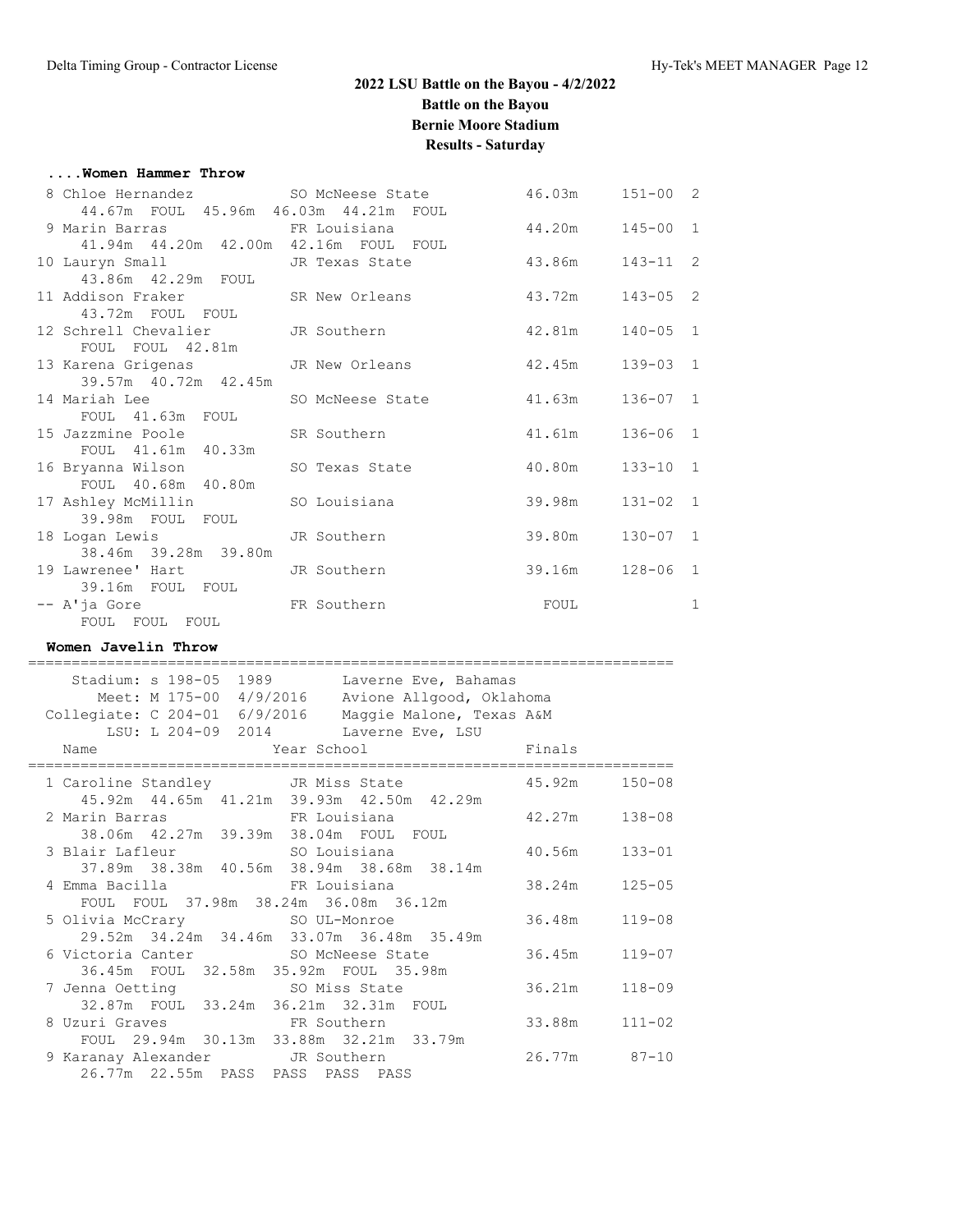# 2022 LSU Battle on the Bayou - 4/2/2022

## Battle on the Bayou

## Bernie Moore Stadium

## Results - Saturday

### ....Women Hammer Throw

| Place | Name | Year | School | Finals | | Flight |
|---|---|---|---|---|---|---|
| 8 | Chloe Hernandez | SO | McNeese State | 46.03m | 151-00 | 2 |
| | 44.67m FOUL 45.96m 46.03m 44.21m FOUL | | | | | |
| 9 | Marin Barras | FR | Louisiana | 44.20m | 145-00 | 1 |
| | 41.94m 44.20m 42.00m 42.16m FOUL FOUL | | | | | |
| 10 | Lauryn Small | JR | Texas State | 43.86m | 143-11 | 2 |
| | 43.86m 42.29m FOUL | | | | | |
| 11 | Addison Fraker | SR | New Orleans | 43.72m | 143-05 | 2 |
| | 43.72m FOUL FOUL | | | | | |
| 12 | Schrell Chevalier | JR | Southern | 42.81m | 140-05 | 1 |
| | FOUL FOUL 42.81m | | | | | |
| 13 | Karena Grigenas | JR | New Orleans | 42.45m | 139-03 | 1 |
| | 39.57m 40.72m 42.45m | | | | | |
| 14 | Mariah Lee | SO | McNeese State | 41.63m | 136-07 | 1 |
| | FOUL 41.63m FOUL | | | | | |
| 15 | Jazzmine Poole | SR | Southern | 41.61m | 136-06 | 1 |
| | FOUL 41.61m 40.33m | | | | | |
| 16 | Bryanna Wilson | SO | Texas State | 40.80m | 133-10 | 1 |
| | FOUL 40.68m 40.80m | | | | | |
| 17 | Ashley McMillin | SO | Louisiana | 39.98m | 131-02 | 1 |
| | 39.98m FOUL FOUL | | | | | |
| 18 | Logan Lewis | JR | Southern | 39.80m | 130-07 | 1 |
| | 38.46m 39.28m 39.80m | | | | | |
| 19 | Lawrenee' Hart | JR | Southern | 39.16m | 128-06 | 1 |
| | 39.16m FOUL FOUL | | | | | |
| -- | A'ja Gore | FR | Southern | FOUL | | 1 |
| | FOUL FOUL FOUL | | | | | |

### Women Javelin Throw

| Record | Mark | Date | Holder |
|---|---|---|---|
| Stadium: s | 198-05 | 1989 | Laverne Eve, Bahamas |
| Meet: M | 175-00 | 4/9/2016 | Avione Allgood, Oklahoma |
| Collegiate: C | 204-01 | 6/9/2016 | Maggie Malone, Texas A&M |
| LSU: L | 204-09 | 2014 | Laverne Eve, LSU |

| Place | Name | Year | School | Finals | |
|---|---|---|---|---|---|
| 1 | Caroline Standley | JR | Miss State | 45.92m | 150-08 |
| | 45.92m 44.65m 41.21m 39.93m 42.50m 42.29m | | | | |
| 2 | Marin Barras | FR | Louisiana | 42.27m | 138-08 |
| | 38.06m 42.27m 39.39m 38.04m FOUL FOUL | | | | |
| 3 | Blair Lafleur | SO | Louisiana | 40.56m | 133-01 |
| | 37.89m 38.38m 40.56m 38.94m 38.68m 38.14m | | | | |
| 4 | Emma Bacilla | FR | Louisiana | 38.24m | 125-05 |
| | FOUL FOUL 37.98m 38.24m 36.08m 36.12m | | | | |
| 5 | Olivia McCrary | SO | UL-Monroe | 36.48m | 119-08 |
| | 29.52m 34.24m 34.46m 33.07m 36.48m 35.49m | | | | |
| 6 | Victoria Canter | SO | McNeese State | 36.45m | 119-07 |
| | 36.45m FOUL 32.58m 35.92m FOUL 35.98m | | | | |
| 7 | Jenna Oetting | SO | Miss State | 36.21m | 118-09 |
| | 32.87m FOUL 33.24m 36.21m 32.31m FOUL | | | | |
| 8 | Uzuri Graves | FR | Southern | 33.88m | 111-02 |
| | FOUL 29.94m 30.13m 33.88m 32.21m 33.79m | | | | |
| 9 | Karanay Alexander | JR | Southern | 26.77m | 87-10 |
| | 26.77m 22.55m PASS PASS PASS PASS | | | | |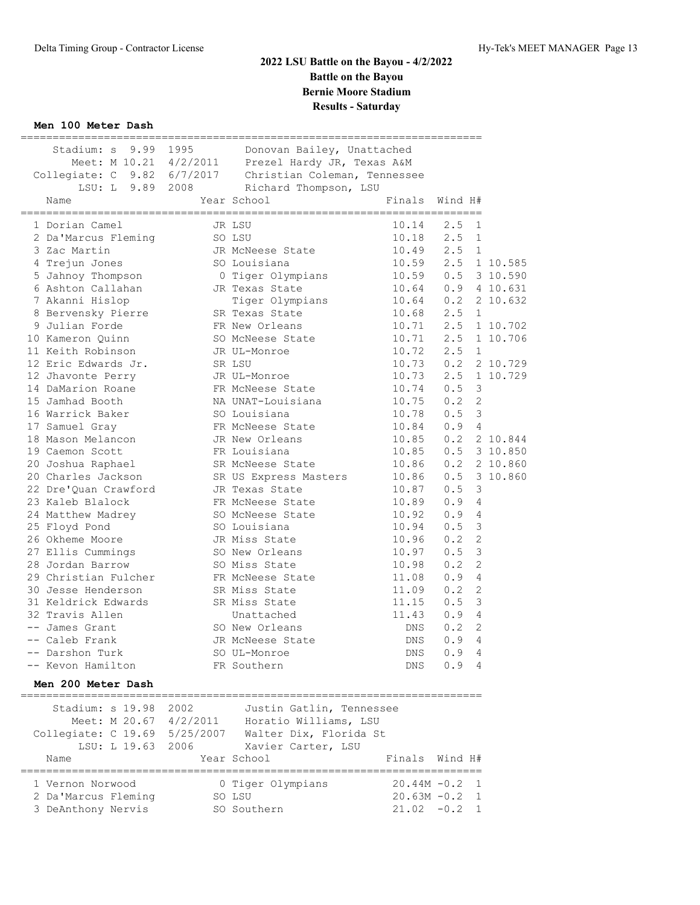# 2022 LSU Battle on the Bayou - 4/2/2022

## Battle on the Bayou

## Bernie Moore Stadium

## Results - Saturday

### Men 100 Meter Dash

| Record | Mark | Date | Holder |
|---|---|---|---|
| Stadium: s | 9.99 | 1995 | Donovan Bailey, Unattached |
| Meet: M | 10.21 | 4/2/2011 | Prezel Hardy JR, Texas A&M |
| Collegiate: C | 9.82 | 6/7/2017 | Christian Coleman, Tennessee |
| LSU: L | 9.89 | 2008 | Richard Thompson, LSU |

| Place | Name | Year | School | Finals | Wind | H# | |
|---|---|---|---|---|---|---|---|
| 1 | Dorian Camel | JR | LSU | 10.14 | 2.5 | 1 | |
| 2 | Da'Marcus Fleming | SO | LSU | 10.18 | 2.5 | 1 | |
| 3 | Zac Martin | JR | McNeese State | 10.49 | 2.5 | 1 | |
| 4 | Trejun Jones | SO | Louisiana | 10.59 | 2.5 | 1 | 10.585 |
| 5 | Jahnoy Thompson | 0 | Tiger Olympians | 10.59 | 0.5 | 3 | 10.590 |
| 6 | Ashton Callahan | JR | Texas State | 10.64 | 0.9 | 4 | 10.631 |
| 7 | Akanni Hislop | | Tiger Olympians | 10.64 | 0.2 | 2 | 10.632 |
| 8 | Bervensky Pierre | SR | Texas State | 10.68 | 2.5 | 1 | |
| 9 | Julian Forde | FR | New Orleans | 10.71 | 2.5 | 1 | 10.702 |
| 10 | Kameron Quinn | SO | McNeese State | 10.71 | 2.5 | 1 | 10.706 |
| 11 | Keith Robinson | JR | UL-Monroe | 10.72 | 2.5 | 1 | |
| 12 | Eric Edwards Jr. | SR | LSU | 10.73 | 0.2 | 2 | 10.729 |
| 12 | Jhavonte Perry | JR | UL-Monroe | 10.73 | 2.5 | 1 | 10.729 |
| 14 | DaMarion Roane | FR | McNeese State | 10.74 | 0.5 | 3 | |
| 15 | Jamhad Booth | NA | UNAT-Louisiana | 10.75 | 0.2 | 2 | |
| 16 | Warrick Baker | SO | Louisiana | 10.78 | 0.5 | 3 | |
| 17 | Samuel Gray | FR | McNeese State | 10.84 | 0.9 | 4 | |
| 18 | Mason Melancon | JR | New Orleans | 10.85 | 0.2 | 2 | 10.844 |
| 19 | Caemon Scott | FR | Louisiana | 10.85 | 0.5 | 3 | 10.850 |
| 20 | Joshua Raphael | SR | McNeese State | 10.86 | 0.2 | 2 | 10.860 |
| 20 | Charles Jackson | SR | US Express Masters | 10.86 | 0.5 | 3 | 10.860 |
| 22 | Dre'Quan Crawford | JR | Texas State | 10.87 | 0.5 | 3 | |
| 23 | Kaleb Blalock | FR | McNeese State | 10.89 | 0.9 | 4 | |
| 24 | Matthew Madrey | SO | McNeese State | 10.92 | 0.9 | 4 | |
| 25 | Floyd Pond | SO | Louisiana | 10.94 | 0.5 | 3 | |
| 26 | Okheme Moore | JR | Miss State | 10.96 | 0.2 | 2 | |
| 27 | Ellis Cummings | SO | New Orleans | 10.97 | 0.5 | 3 | |
| 28 | Jordan Barrow | SO | Miss State | 10.98 | 0.2 | 2 | |
| 29 | Christian Fulcher | FR | McNeese State | 11.08 | 0.9 | 4 | |
| 30 | Jesse Henderson | SR | Miss State | 11.09 | 0.2 | 2 | |
| 31 | Keldrick Edwards | SR | Miss State | 11.15 | 0.5 | 3 | |
| 32 | Travis Allen | | Unattached | 11.43 | 0.9 | 4 | |
| -- | James Grant | SO | New Orleans | DNS | 0.2 | 2 | |
| -- | Caleb Frank | JR | McNeese State | DNS | 0.9 | 4 | |
| -- | Darshon Turk | SO | UL-Monroe | DNS | 0.9 | 4 | |
| -- | Kevon Hamilton | FR | Southern | DNS | 0.9 | 4 | |

### Men 200 Meter Dash

| Record | Mark | Date | Holder |
|---|---|---|---|
| Stadium: s | 19.98 | 2002 | Justin Gatlin, Tennessee |
| Meet: M | 20.67 | 4/2/2011 | Horatio Williams, LSU |
| Collegiate: C | 19.69 | 5/25/2007 | Walter Dix, Florida St |
| LSU: L | 19.63 | 2006 | Xavier Carter, LSU |

| Place | Name | Year | School | Finals | Wind | H# |
|---|---|---|---|---|---|---|
| 1 | Vernon Norwood | 0 | Tiger Olympians | 20.44M | -0.2 | 1 |
| 2 | Da'Marcus Fleming | SO | LSU | 20.63M | -0.2 | 1 |
| 3 | DeAnthony Nervis | SO | Southern | 21.02 | -0.2 | 1 |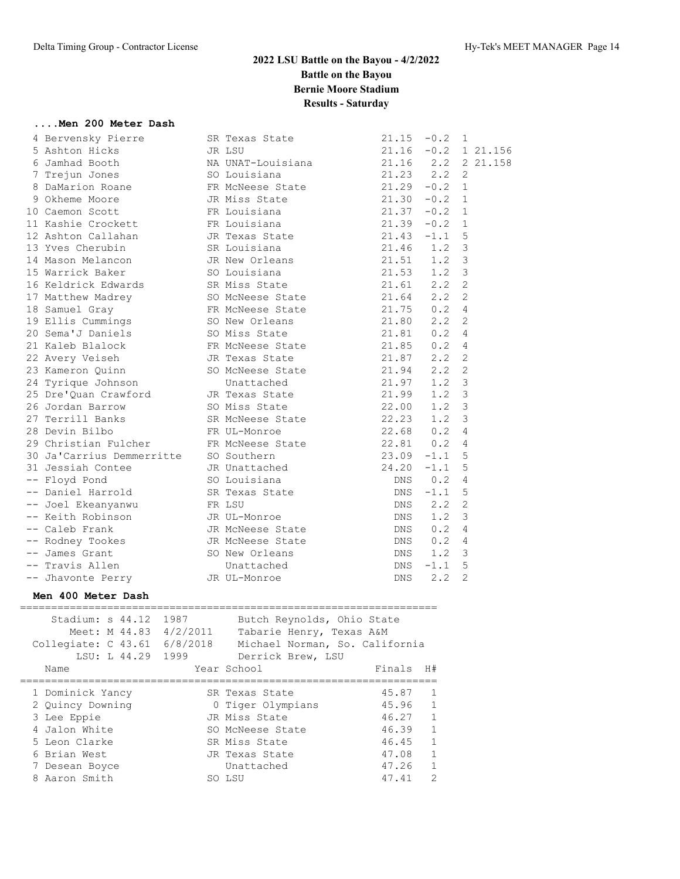# 2022 LSU Battle on the Bayou - 4/2/2022
## Battle on the Bayou
## Bernie Moore Stadium
## Results - Saturday

### ....Men 200 Meter Dash

| Place | Name | Year | School | Finals | Wind | H# | |
|---|---|---|---|---|---|---|---|
| 4 | Bervensky Pierre | SR | Texas State | 21.15 | -0.2 | 1 | |
| 5 | Ashton Hicks | JR | LSU | 21.16 | -0.2 | 1 | 21.156 |
| 6 | Jamhad Booth | NA | UNAT-Louisiana | 21.16 | 2.2 | 2 | 21.158 |
| 7 | Trejun Jones | SO | Louisiana | 21.23 | 2.2 | 2 | |
| 8 | DaMarion Roane | FR | McNeese State | 21.29 | -0.2 | 1 | |
| 9 | Okheme Moore | JR | Miss State | 21.30 | -0.2 | 1 | |
| 10 | Caemon Scott | FR | Louisiana | 21.37 | -0.2 | 1 | |
| 11 | Kashie Crockett | FR | Louisiana | 21.39 | -0.2 | 1 | |
| 12 | Ashton Callahan | JR | Texas State | 21.43 | -1.1 | 5 | |
| 13 | Yves Cherubin | SR | Louisiana | 21.46 | 1.2 | 3 | |
| 14 | Mason Melancon | JR | New Orleans | 21.51 | 1.2 | 3 | |
| 15 | Warrick Baker | SO | Louisiana | 21.53 | 1.2 | 3 | |
| 16 | Keldrick Edwards | SR | Miss State | 21.61 | 2.2 | 2 | |
| 17 | Matthew Madrey | SO | McNeese State | 21.64 | 2.2 | 2 | |
| 18 | Samuel Gray | FR | McNeese State | 21.75 | 0.2 | 4 | |
| 19 | Ellis Cummings | SO | New Orleans | 21.80 | 2.2 | 2 | |
| 20 | Sema'J Daniels | SO | Miss State | 21.81 | 0.2 | 4 | |
| 21 | Kaleb Blalock | FR | McNeese State | 21.85 | 0.2 | 4 | |
| 22 | Avery Veiseh | JR | Texas State | 21.87 | 2.2 | 2 | |
| 23 | Kameron Quinn | SO | McNeese State | 21.94 | 2.2 | 2 | |
| 24 | Tyrique Johnson | | Unattached | 21.97 | 1.2 | 3 | |
| 25 | Dre'Quan Crawford | JR | Texas State | 21.99 | 1.2 | 3 | |
| 26 | Jordan Barrow | SO | Miss State | 22.00 | 1.2 | 3 | |
| 27 | Terrill Banks | SR | McNeese State | 22.23 | 1.2 | 3 | |
| 28 | Devin Bilbo | FR | UL-Monroe | 22.68 | 0.2 | 4 | |
| 29 | Christian Fulcher | FR | McNeese State | 22.81 | 0.2 | 4 | |
| 30 | Ja'Carrius Demmerritte | SO | Southern | 23.09 | -1.1 | 5 | |
| 31 | Jessiah Contee | JR | Unattached | 24.20 | -1.1 | 5 | |
| -- | Floyd Pond | SO | Louisiana | DNS | 0.2 | 4 | |
| -- | Daniel Harrold | SR | Texas State | DNS | -1.1 | 5 | |
| -- | Joel Ekeanyanwu | FR | LSU | DNS | 2.2 | 2 | |
| -- | Keith Robinson | JR | UL-Monroe | DNS | 1.2 | 3 | |
| -- | Caleb Frank | JR | McNeese State | DNS | 0.2 | 4 | |
| -- | Rodney Tookes | JR | McNeese State | DNS | 0.2 | 4 | |
| -- | James Grant | SO | New Orleans | DNS | 1.2 | 3 | |
| -- | Travis Allen | | Unattached | DNS | -1.1 | 5 | |
| -- | Jhavonte Perry | JR | UL-Monroe | DNS | 2.2 | 2 | |

### Men 400 Meter Dash

Stadium: s 44.12 1987 Butch Reynolds, Ohio State
Meet: M 44.83 4/2/2011 Tabarie Henry, Texas A&M
Collegiate: C 43.61 6/8/2018 Michael Norman, So. California
LSU: L 44.29 1999 Derrick Brew, LSU

| Place | Name | Year | School | Finals | H# |
|---|---|---|---|---|---|
| 1 | Dominick Yancy | SR | Texas State | 45.87 | 1 |
| 2 | Quincy Downing | 0 | Tiger Olympians | 45.96 | 1 |
| 3 | Lee Eppie | JR | Miss State | 46.27 | 1 |
| 4 | Jalon White | SO | McNeese State | 46.39 | 1 |
| 5 | Leon Clarke | SR | Miss State | 46.45 | 1 |
| 6 | Brian West | JR | Texas State | 47.08 | 1 |
| 7 | Desean Boyce | | Unattached | 47.26 | 1 |
| 8 | Aaron Smith | SO | LSU | 47.41 | 2 |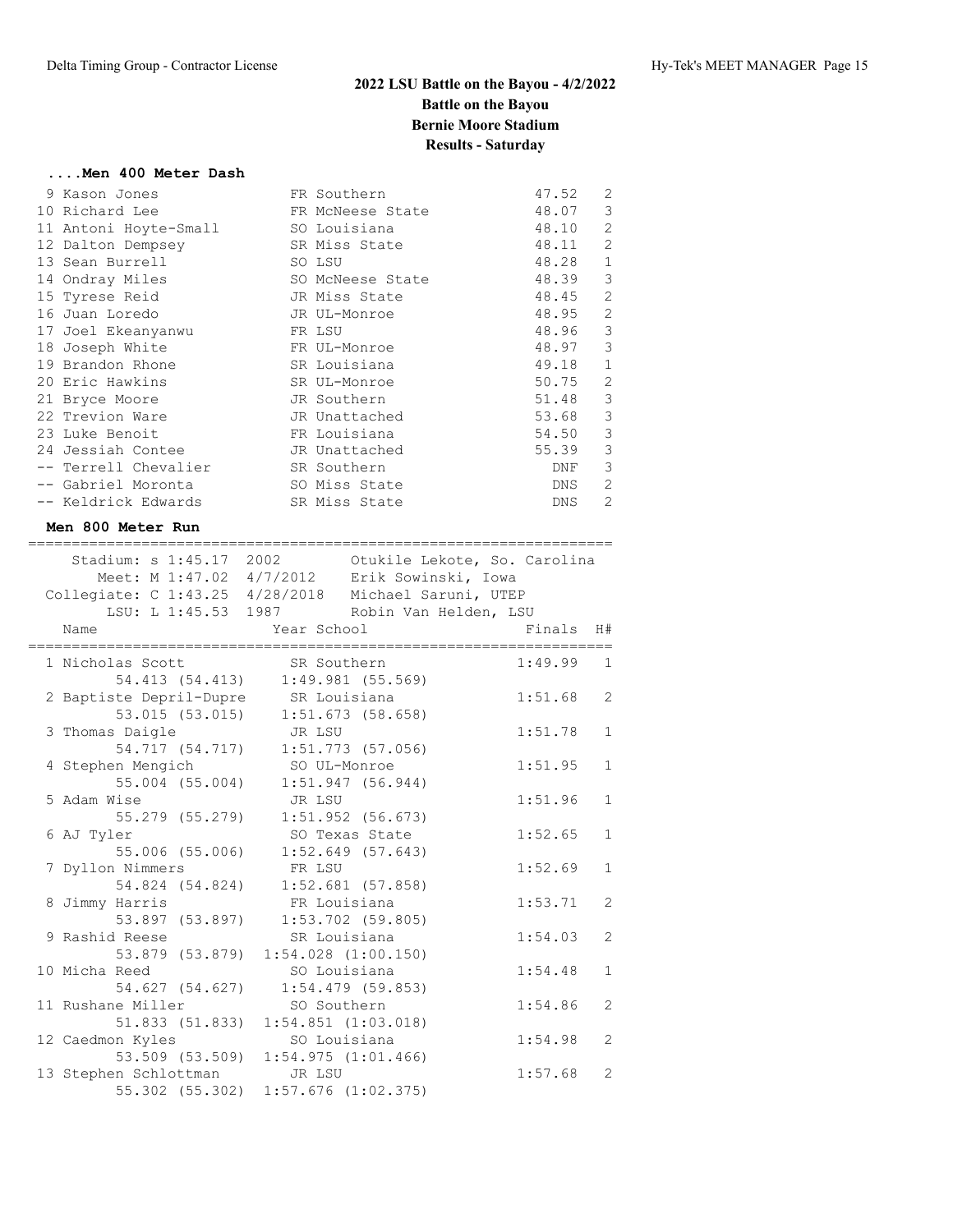# 2022 LSU Battle on the Bayou - 4/2/2022

## Battle on the Bayou

## Bernie Moore Stadium

## Results - Saturday

### ....Men 400 Meter Dash

| Place | Name | Year | School | Finals | H# |
|---|---|---|---|---|---|
| 9 | Kason Jones | FR | Southern | 47.52 | 2 |
| 10 | Richard Lee | FR | McNeese State | 48.07 | 3 |
| 11 | Antoni Hoyte-Small | SO | Louisiana | 48.10 | 2 |
| 12 | Dalton Dempsey | SR | Miss State | 48.11 | 2 |
| 13 | Sean Burrell | SO | LSU | 48.28 | 1 |
| 14 | Ondray Miles | SO | McNeese State | 48.39 | 3 |
| 15 | Tyrese Reid | JR | Miss State | 48.45 | 2 |
| 16 | Juan Loredo | JR | UL-Monroe | 48.95 | 2 |
| 17 | Joel Ekeanyanwu | FR | LSU | 48.96 | 3 |
| 18 | Joseph White | FR | UL-Monroe | 48.97 | 3 |
| 19 | Brandon Rhone | SR | Louisiana | 49.18 | 1 |
| 20 | Eric Hawkins | SR | UL-Monroe | 50.75 | 2 |
| 21 | Bryce Moore | JR | Southern | 51.48 | 3 |
| 22 | Trevion Ware | JR | Unattached | 53.68 | 3 |
| 23 | Luke Benoit | FR | Louisiana | 54.50 | 3 |
| 24 | Jessiah Contee | JR | Unattached | 55.39 | 3 |
| -- | Terrell Chevalier | SR | Southern | DNF | 3 |
| -- | Gabriel Moronta | SO | Miss State | DNS | 2 |
| -- | Keldrick Edwards | SR | Miss State | DNS | 2 |

### Men 800 Meter Run

```
    Stadium: s 1:45.17  2002        Otukile Lekote, So. Carolina
       Meet: M 1:47.02  4/7/2012    Erik Sowinski, Iowa
 Collegiate: C 1:43.25  4/28/2018   Michael Saruni, UTEP
        LSU: L 1:45.53  1987        Robin Van Helden, LSU
```

| Place | Name | Year | School | Finals | H# | Splits |
|---|---|---|---|---|---|---|
| 1 | Nicholas Scott | SR | Southern | 1:49.99 | 1 | 54.413 (54.413) 1:49.981 (55.569) |
| 2 | Baptiste Depril-Dupre | SR | Louisiana | 1:51.68 | 2 | 53.015 (53.015) 1:51.673 (58.658) |
| 3 | Thomas Daigle | JR | LSU | 1:51.78 | 1 | 54.717 (54.717) 1:51.773 (57.056) |
| 4 | Stephen Mengich | SO | UL-Monroe | 1:51.95 | 1 | 55.004 (55.004) 1:51.947 (56.944) |
| 5 | Adam Wise | JR | LSU | 1:51.96 | 1 | 55.279 (55.279) 1:51.952 (56.673) |
| 6 | AJ Tyler | SO | Texas State | 1:52.65 | 1 | 55.006 (55.006) 1:52.649 (57.643) |
| 7 | Dyllon Nimmers | FR | LSU | 1:52.69 | 1 | 54.824 (54.824) 1:52.681 (57.858) |
| 8 | Jimmy Harris | FR | Louisiana | 1:53.71 | 2 | 53.897 (53.897) 1:53.702 (59.805) |
| 9 | Rashid Reese | SR | Louisiana | 1:54.03 | 2 | 53.879 (53.879) 1:54.028 (1:00.150) |
| 10 | Micha Reed | SO | Louisiana | 1:54.48 | 1 | 54.627 (54.627) 1:54.479 (59.853) |
| 11 | Rushane Miller | SO | Southern | 1:54.86 | 2 | 51.833 (51.833) 1:54.851 (1:03.018) |
| 12 | Caedmon Kyles | SO | Louisiana | 1:54.98 | 2 | 53.509 (53.509) 1:54.975 (1:01.466) |
| 13 | Stephen Schlottman | JR | LSU | 1:57.68 | 2 | 55.302 (55.302) 1:57.676 (1:02.375) |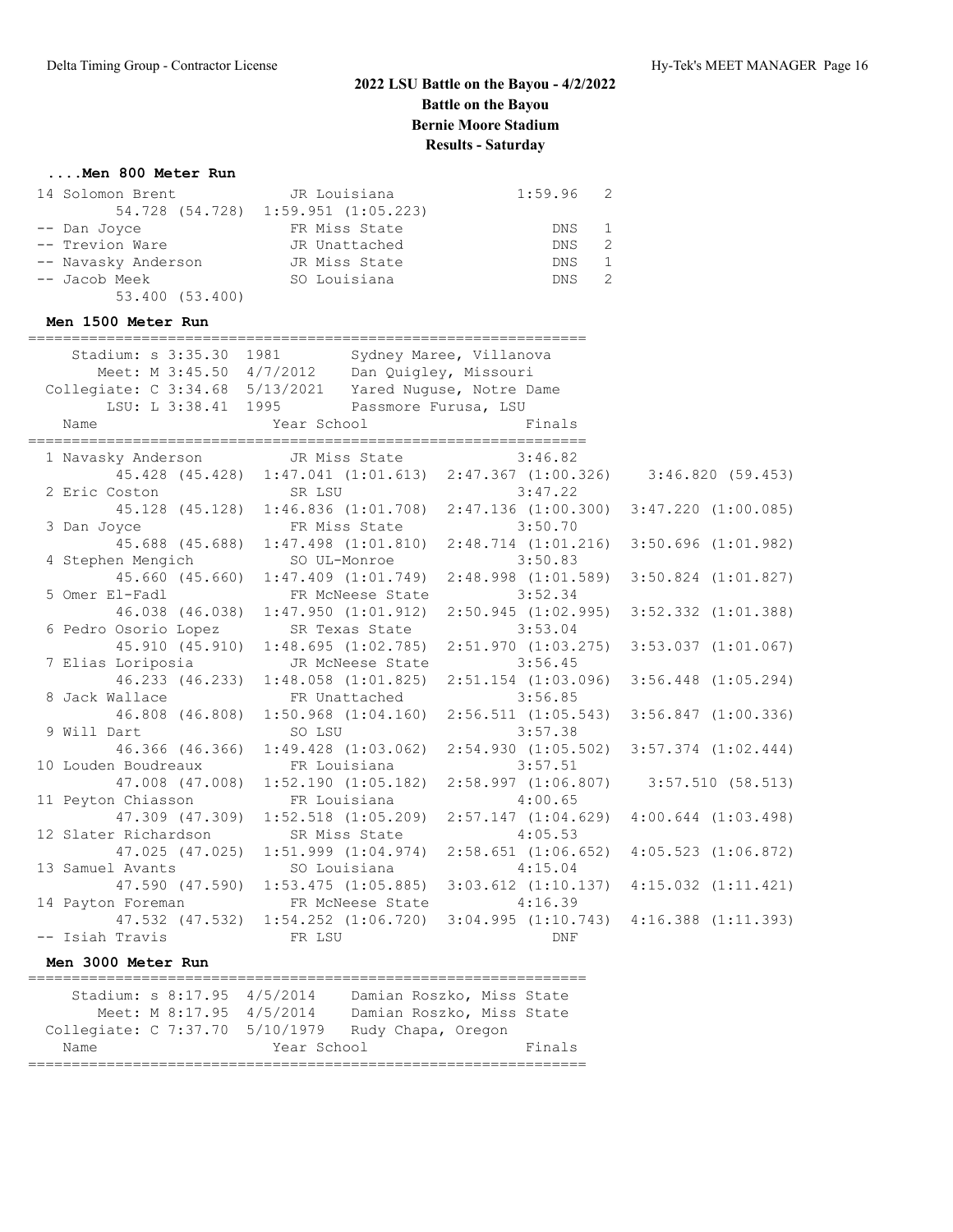# 2022 LSU Battle on the Bayou - 4/2/2022
## Battle on the Bayou
## Bernie Moore Stadium
## Results - Saturday

### ....Men 800 Meter Run

| Place | Name | Year | School | Finals | H# |
|---|---|---|---|---|---|
| 14 | Solomon Brent | JR | Louisiana | 1:59.96 | 2 |
| | 54.728 (54.728) 1:59.951 (1:05.223) | | | | |
| -- | Dan Joyce | FR | Miss State | DNS | 1 |
| -- | Trevion Ware | JR | Unattached | DNS | 2 |
| -- | Navasky Anderson | JR | Miss State | DNS | 1 |
| -- | Jacob Meek | SO | Louisiana | DNS | 2 |
| | 53.400 (53.400) | | | | |

### Men 1500 Meter Run

Stadium: s 3:35.30 1981 Sydney Maree, Villanova
Meet: M 3:45.50 4/7/2012 Dan Quigley, Missouri
Collegiate: C 3:34.68 5/13/2021 Yared Nuguse, Notre Dame
LSU: L 3:38.41 1995 Passmore Furusa, LSU

| Place | Name | Year | School | Finals |
|---|---|---|---|---|
| 1 | Navasky Anderson | JR | Miss State | 3:46.82 |
| | 45.428 (45.428) 1:47.041 (1:01.613) 2:47.367 (1:00.326) 3:46.820 (59.453) | | | |
| 2 | Eric Coston | SR | LSU | 3:47.22 |
| | 45.128 (45.128) 1:46.836 (1:01.708) 2:47.136 (1:00.300) 3:47.220 (1:00.085) | | | |
| 3 | Dan Joyce | FR | Miss State | 3:50.70 |
| | 45.688 (45.688) 1:47.498 (1:01.810) 2:48.714 (1:01.216) 3:50.696 (1:01.982) | | | |
| 4 | Stephen Mengich | SO | UL-Monroe | 3:50.83 |
| | 45.660 (45.660) 1:47.409 (1:01.749) 2:48.998 (1:01.589) 3:50.824 (1:01.827) | | | |
| 5 | Omer El-Fadl | FR | McNeese State | 3:52.34 |
| | 46.038 (46.038) 1:47.950 (1:01.912) 2:50.945 (1:02.995) 3:52.332 (1:01.388) | | | |
| 6 | Pedro Osorio Lopez | SR | Texas State | 3:53.04 |
| | 45.910 (45.910) 1:48.695 (1:02.785) 2:51.970 (1:03.275) 3:53.037 (1:01.067) | | | |
| 7 | Elias Loriposia | JR | McNeese State | 3:56.45 |
| | 46.233 (46.233) 1:48.058 (1:01.825) 2:51.154 (1:03.096) 3:56.448 (1:05.294) | | | |
| 8 | Jack Wallace | FR | Unattached | 3:56.85 |
| | 46.808 (46.808) 1:50.968 (1:04.160) 2:56.511 (1:05.543) 3:56.847 (1:00.336) | | | |
| 9 | Will Dart | SO | LSU | 3:57.38 |
| | 46.366 (46.366) 1:49.428 (1:03.062) 2:54.930 (1:05.502) 3:57.374 (1:02.444) | | | |
| 10 | Louden Boudreaux | FR | Louisiana | 3:57.51 |
| | 47.008 (47.008) 1:52.190 (1:05.182) 2:58.997 (1:06.807) 3:57.510 (58.513) | | | |
| 11 | Peyton Chiasson | FR | Louisiana | 4:00.65 |
| | 47.309 (47.309) 1:52.518 (1:05.209) 2:57.147 (1:04.629) 4:00.644 (1:03.498) | | | |
| 12 | Slater Richardson | SR | Miss State | 4:05.53 |
| | 47.025 (47.025) 1:51.999 (1:04.974) 2:58.651 (1:06.652) 4:05.523 (1:06.872) | | | |
| 13 | Samuel Avants | SO | Louisiana | 4:15.04 |
| | 47.590 (47.590) 1:53.475 (1:05.885) 3:03.612 (1:10.137) 4:15.032 (1:11.421) | | | |
| 14 | Payton Foreman | FR | McNeese State | 4:16.39 |
| | 47.532 (47.532) 1:54.252 (1:06.720) 3:04.995 (1:10.743) 4:16.388 (1:11.393) | | | |
| -- | Isiah Travis | FR | LSU | DNF |

### Men 3000 Meter Run

Stadium: s 8:17.95 4/5/2014 Damian Roszko, Miss State
Meet: M 8:17.95 4/5/2014 Damian Roszko, Miss State
Collegiate: C 7:37.70 5/10/1979 Rudy Chapa, Oregon

| Name | Year | School | Finals |
|---|---|---|---|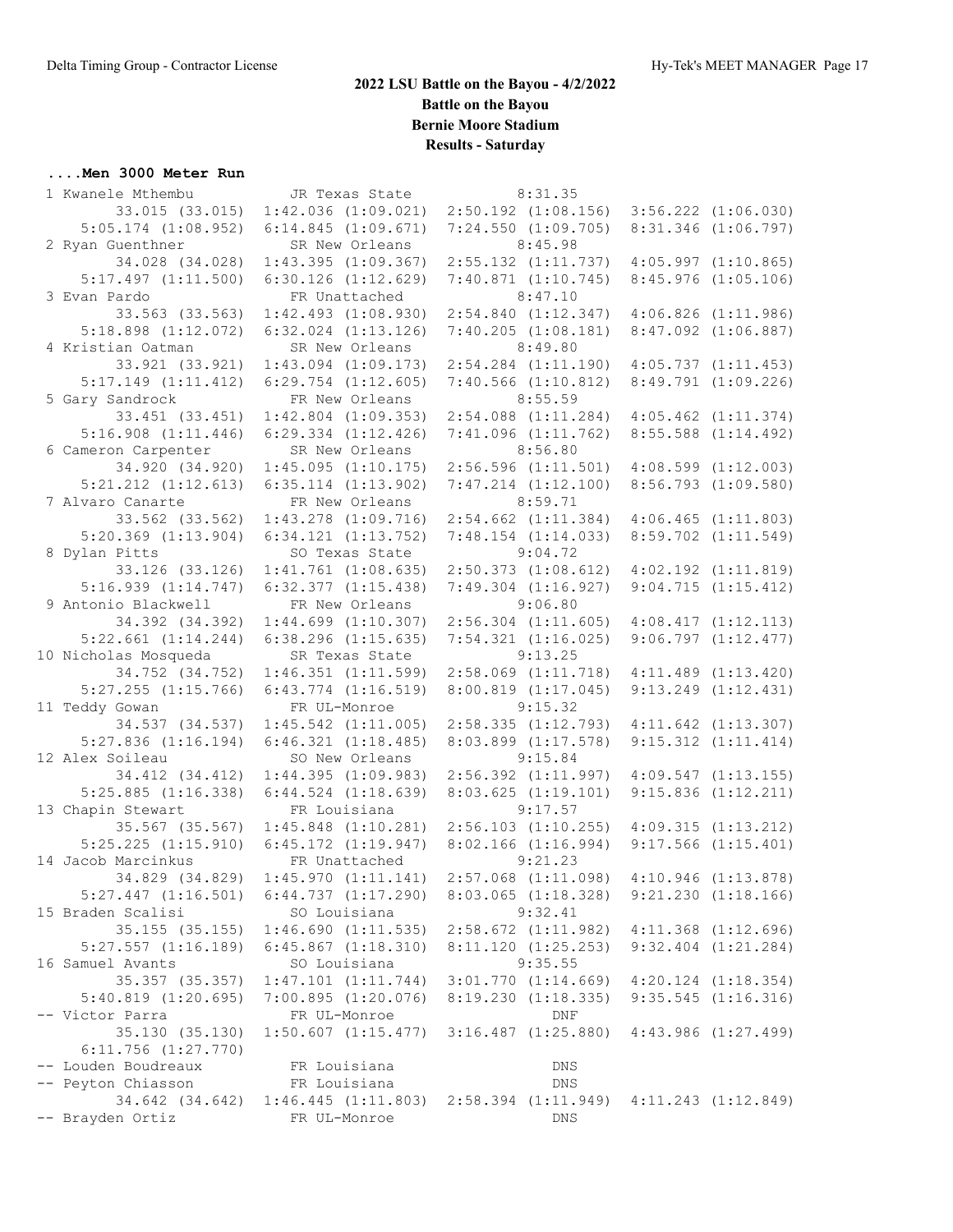# 2022 LSU Battle on the Bayou - 4/2/2022

## Battle on the Bayou

## Bernie Moore Stadium

## Results - Saturday

### ....Men 3000 Meter Run

```
  1 Kwanele Mthembu          JR Texas State          8:31.35  
       33.015 (33.015)  1:42.036 (1:09.021)  2:50.192 (1:08.156)  3:56.222 (1:06.030)
    5:05.174 (1:08.952)  6:14.845 (1:09.671)  7:24.550 (1:09.705)  8:31.346 (1:06.797)
  2 Ryan Guenthner           SR New Orleans          8:45.98  
       34.028 (34.028)  1:43.395 (1:09.367)  2:55.132 (1:11.737)  4:05.997 (1:10.865)
    5:17.497 (1:11.500)  6:30.126 (1:12.629)  7:40.871 (1:10.745)  8:45.976 (1:05.106)
  3 Evan Pardo               FR Unattached           8:47.10  
       33.563 (33.563)  1:42.493 (1:08.930)  2:54.840 (1:12.347)  4:06.826 (1:11.986)
    5:18.898 (1:12.072)  6:32.024 (1:13.126)  7:40.205 (1:08.181)  8:47.092 (1:06.887)
  4 Kristian Oatman          SR New Orleans          8:49.80  
       33.921 (33.921)  1:43.094 (1:09.173)  2:54.284 (1:11.190)  4:05.737 (1:11.453)
    5:17.149 (1:11.412)  6:29.754 (1:12.605)  7:40.566 (1:10.812)  8:49.791 (1:09.226)
  5 Gary Sandrock            FR New Orleans          8:55.59  
       33.451 (33.451)  1:42.804 (1:09.353)  2:54.088 (1:11.284)  4:05.462 (1:11.374)
    5:16.908 (1:11.446)  6:29.334 (1:12.426)  7:41.096 (1:11.762)  8:55.588 (1:14.492)
  6 Cameron Carpenter        SR New Orleans          8:56.80  
       34.920 (34.920)  1:45.095 (1:10.175)  2:56.596 (1:11.501)  4:08.599 (1:12.003)
    5:21.212 (1:12.613)  6:35.114 (1:13.902)  7:47.214 (1:12.100)  8:56.793 (1:09.580)
  7 Alvaro Canarte           FR New Orleans          8:59.71  
       33.562 (33.562)  1:43.278 (1:09.716)  2:54.662 (1:11.384)  4:06.465 (1:11.803)
    5:20.369 (1:13.904)  6:34.121 (1:13.752)  7:48.154 (1:14.033)  8:59.702 (1:11.549)
  8 Dylan Pitts              SO Texas State          9:04.72  
       33.126 (33.126)  1:41.761 (1:08.635)  2:50.373 (1:08.612)  4:02.192 (1:11.819)
    5:16.939 (1:14.747)  6:32.377 (1:15.438)  7:49.304 (1:16.927)  9:04.715 (1:15.412)
  9 Antonio Blackwell        FR New Orleans          9:06.80  
       34.392 (34.392)  1:44.699 (1:10.307)  2:56.304 (1:11.605)  4:08.417 (1:12.113)
    5:22.661 (1:14.244)  6:38.296 (1:15.635)  7:54.321 (1:16.025)  9:06.797 (1:12.477)
 10 Nicholas Mosqueda        SR Texas State          9:13.25  
       34.752 (34.752)  1:46.351 (1:11.599)  2:58.069 (1:11.718)  4:11.489 (1:13.420)
    5:27.255 (1:15.766)  6:43.774 (1:16.519)  8:00.819 (1:17.045)  9:13.249 (1:12.431)
 11 Teddy Gowan              FR UL-Monroe            9:15.32  
       34.537 (34.537)  1:45.542 (1:11.005)  2:58.335 (1:12.793)  4:11.642 (1:13.307)
    5:27.836 (1:16.194)  6:46.321 (1:18.485)  8:03.899 (1:17.578)  9:15.312 (1:11.414)
 12 Alex Soileau             SO New Orleans          9:15.84  
       34.412 (34.412)  1:44.395 (1:09.983)  2:56.392 (1:11.997)  4:09.547 (1:13.155)
    5:25.885 (1:16.338)  6:44.524 (1:18.639)  8:03.625 (1:19.101)  9:15.836 (1:12.211)
 13 Chapin Stewart           FR Louisiana            9:17.57  
       35.567 (35.567)  1:45.848 (1:10.281)  2:56.103 (1:10.255)  4:09.315 (1:13.212)
    5:25.225 (1:15.910)  6:45.172 (1:19.947)  8:02.166 (1:16.994)  9:17.566 (1:15.401)
 14 Jacob Marcinkus          FR Unattached           9:21.23  
       34.829 (34.829)  1:45.970 (1:11.141)  2:57.068 (1:11.098)  4:10.946 (1:13.878)
    5:27.447 (1:16.501)  6:44.737 (1:17.290)  8:03.065 (1:18.328)  9:21.230 (1:18.166)
 15 Braden Scalisi           SO Louisiana            9:32.41  
       35.155 (35.155)  1:46.690 (1:11.535)  2:58.672 (1:11.982)  4:11.368 (1:12.696)
    5:27.557 (1:16.189)  6:45.867 (1:18.310)  8:11.120 (1:25.253)  9:32.404 (1:21.284)
 16 Samuel Avants            SO Louisiana            9:35.55  
       35.357 (35.357)  1:47.101 (1:11.744)  3:01.770 (1:14.669)  4:20.124 (1:18.354)
    5:40.819 (1:20.695)  7:00.895 (1:20.076)  8:19.230 (1:18.335)  9:35.545 (1:16.316)
 -- Victor Parra             FR UL-Monroe                DNF  
       35.130 (35.130)  1:50.607 (1:15.477)  3:16.487 (1:25.880)  4:43.986 (1:27.499)
    6:11.756 (1:27.770)
 -- Louden Boudreaux         FR Louisiana                DNS  
 -- Peyton Chiasson          FR Louisiana                DNS  
       34.642 (34.642)  1:46.445 (1:11.803)  2:58.394 (1:11.949)  4:11.243 (1:12.849)
 -- Brayden Ortiz            FR UL-Monroe                DNS  
```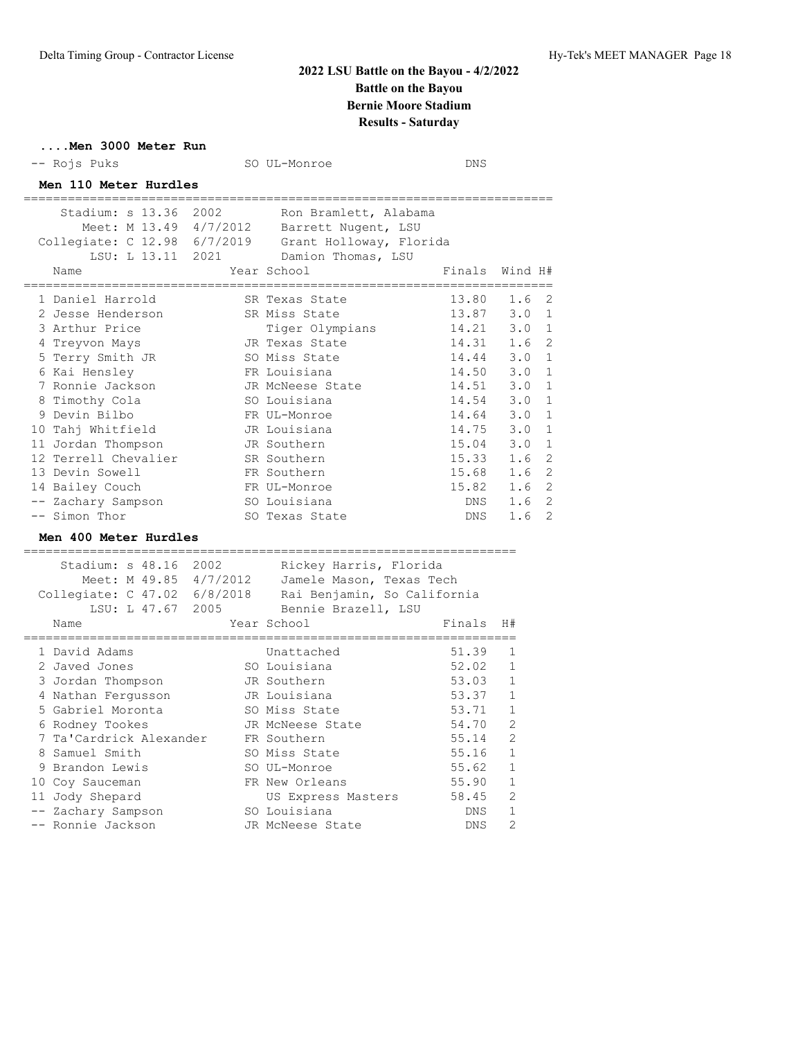# 2022 LSU Battle on the Bayou - 4/2/2022

## Battle on the Bayou

## Bernie Moore Stadium

## Results - Saturday

### ....Men 3000 Meter Run

| Place | Name | Year | School | Finals |
|---|---|---|---|---|
| -- | Rojs Puks | SO | UL-Monroe | DNS |

### Men 110 Meter Hurdles

Stadium: s 13.36 2002 Ron Bramlett, Alabama
Meet: M 13.49 4/7/2012 Barrett Nugent, LSU
Collegiate: C 12.98 6/7/2019 Grant Holloway, Florida
LSU: L 13.11 2021 Damion Thomas, LSU

| Place | Name | Year | School | Finals | Wind | H# |
|---|---|---|---|---|---|---|
| 1 | Daniel Harrold | SR | Texas State | 13.80 | 1.6 | 2 |
| 2 | Jesse Henderson | SR | Miss State | 13.87 | 3.0 | 1 |
| 3 | Arthur Price | | Tiger Olympians | 14.21 | 3.0 | 1 |
| 4 | Treyvon Mays | JR | Texas State | 14.31 | 1.6 | 2 |
| 5 | Terry Smith JR | SO | Miss State | 14.44 | 3.0 | 1 |
| 6 | Kai Hensley | FR | Louisiana | 14.50 | 3.0 | 1 |
| 7 | Ronnie Jackson | JR | McNeese State | 14.51 | 3.0 | 1 |
| 8 | Timothy Cola | SO | Louisiana | 14.54 | 3.0 | 1 |
| 9 | Devin Bilbo | FR | UL-Monroe | 14.64 | 3.0 | 1 |
| 10 | Tahj Whitfield | JR | Louisiana | 14.75 | 3.0 | 1 |
| 11 | Jordan Thompson | JR | Southern | 15.04 | 3.0 | 1 |
| 12 | Terrell Chevalier | SR | Southern | 15.33 | 1.6 | 2 |
| 13 | Devin Sowell | FR | Southern | 15.68 | 1.6 | 2 |
| 14 | Bailey Couch | FR | UL-Monroe | 15.82 | 1.6 | 2 |
| -- | Zachary Sampson | SO | Louisiana | DNS | 1.6 | 2 |
| -- | Simon Thor | SO | Texas State | DNS | 1.6 | 2 |

### Men 400 Meter Hurdles

Stadium: s 48.16 2002 Rickey Harris, Florida
Meet: M 49.85 4/7/2012 Jamele Mason, Texas Tech
Collegiate: C 47.02 6/8/2018 Rai Benjamin, So California
LSU: L 47.67 2005 Bennie Brazell, LSU

| Place | Name | Year | School | Finals | H# |
|---|---|---|---|---|---|
| 1 | David Adams | | Unattached | 51.39 | 1 |
| 2 | Javed Jones | SO | Louisiana | 52.02 | 1 |
| 3 | Jordan Thompson | JR | Southern | 53.03 | 1 |
| 4 | Nathan Fergusson | JR | Louisiana | 53.37 | 1 |
| 5 | Gabriel Moronta | SO | Miss State | 53.71 | 1 |
| 6 | Rodney Tookes | JR | McNeese State | 54.70 | 2 |
| 7 | Ta'Cardrick Alexander | FR | Southern | 55.14 | 2 |
| 8 | Samuel Smith | SO | Miss State | 55.16 | 1 |
| 9 | Brandon Lewis | SO | UL-Monroe | 55.62 | 1 |
| 10 | Coy Sauceman | FR | New Orleans | 55.90 | 1 |
| 11 | Jody Shepard | | US Express Masters | 58.45 | 2 |
| -- | Zachary Sampson | SO | Louisiana | DNS | 1 |
| -- | Ronnie Jackson | JR | McNeese State | DNS | 2 |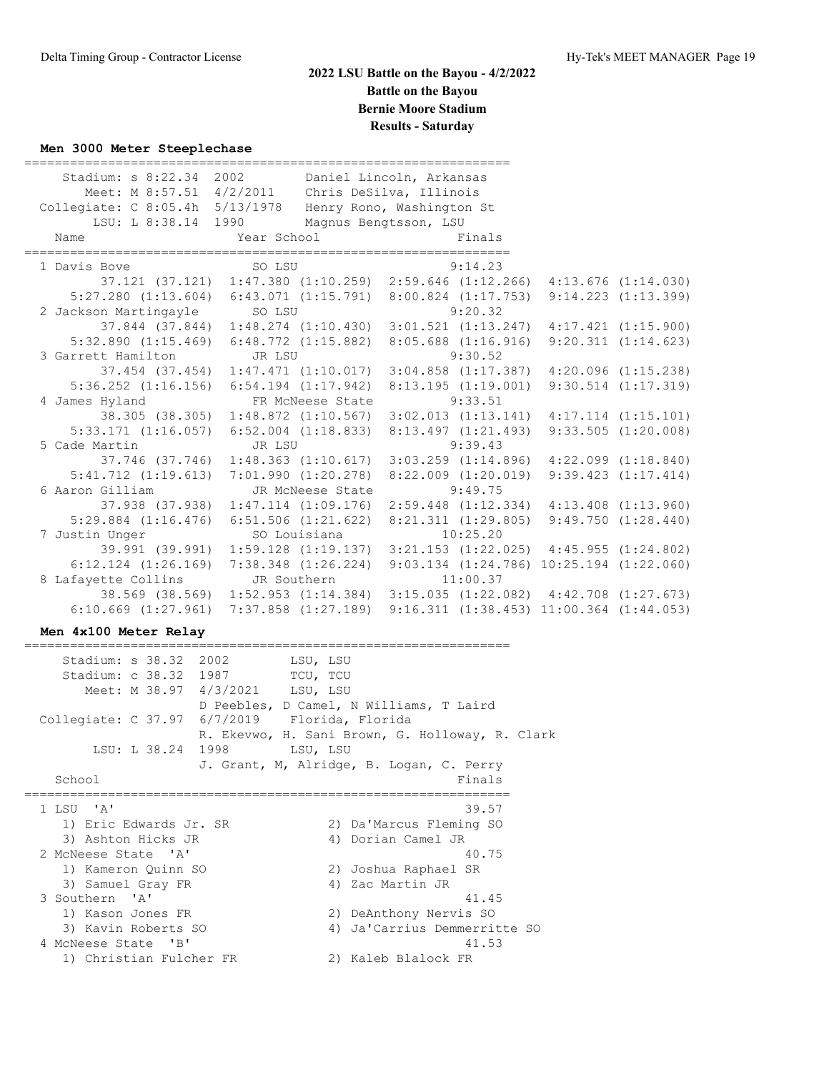# 2022 LSU Battle on the Bayou - 4/2/2022

**Battle on the Bayou**

**Bernie Moore Stadium**

**Results - Saturday**

### Men 3000 Meter Steeplechase

```
    Stadium: s 8:22.34  2002        Daniel Lincoln, Arkansas
       Meet: M 8:57.51  4/2/2011    Chris DeSilva, Illinois
  Collegiate: C 8:05.4h  5/13/1978  Henry Rono, Washington St
        LSU: L 8:38.14  1990        Magnus Bengtsson, LSU
   Name                    Year School                  Finals
```

| Place | Name | Year | School | Finals |
|---|---|---|---|---|
| 1 | Davis Bove | SO | LSU | 9:14.23 |
| | 37.121 (37.121) 1:47.380 (1:10.259) 2:59.646 (1:12.266) 4:13.676 (1:14.030) 5:27.280 (1:13.604) 6:43.071 (1:15.791) 8:00.824 (1:17.753) 9:14.223 (1:13.399) | | | |
| 2 | Jackson Martingayle | SO | LSU | 9:20.32 |
| | 37.844 (37.844) 1:48.274 (1:10.430) 3:01.521 (1:13.247) 4:17.421 (1:15.900) 5:32.890 (1:15.469) 6:48.772 (1:15.882) 8:05.688 (1:16.916) 9:20.311 (1:14.623) | | | |
| 3 | Garrett Hamilton | JR | LSU | 9:30.52 |
| | 37.454 (37.454) 1:47.471 (1:10.017) 3:04.858 (1:17.387) 4:20.096 (1:15.238) 5:36.252 (1:16.156) 6:54.194 (1:17.942) 8:13.195 (1:19.001) 9:30.514 (1:17.319) | | | |
| 4 | James Hyland | FR | McNeese State | 9:33.51 |
| | 38.305 (38.305) 1:48.872 (1:10.567) 3:02.013 (1:13.141) 4:17.114 (1:15.101) 5:33.171 (1:16.057) 6:52.004 (1:18.833) 8:13.497 (1:21.493) 9:33.505 (1:20.008) | | | |
| 5 | Cade Martin | JR | LSU | 9:39.43 |
| | 37.746 (37.746) 1:48.363 (1:10.617) 3:03.259 (1:14.896) 4:22.099 (1:18.840) 5:41.712 (1:19.613) 7:01.990 (1:20.278) 8:22.009 (1:20.019) 9:39.423 (1:17.414) | | | |
| 6 | Aaron Gilliam | JR | McNeese State | 9:49.75 |
| | 37.938 (37.938) 1:47.114 (1:09.176) 2:59.448 (1:12.334) 4:13.408 (1:13.960) 5:29.884 (1:16.476) 6:51.506 (1:21.622) 8:21.311 (1:29.805) 9:49.750 (1:28.440) | | | |
| 7 | Justin Unger | SO | Louisiana | 10:25.20 |
| | 39.991 (39.991) 1:59.128 (1:19.137) 3:21.153 (1:22.025) 4:45.955 (1:24.802) 6:12.124 (1:26.169) 7:38.348 (1:26.224) 9:03.134 (1:24.786) 10:25.194 (1:22.060) | | | |
| 8 | Lafayette Collins | JR | Southern | 11:00.37 |
| | 38.569 (38.569) 1:52.953 (1:14.384) 3:15.035 (1:22.082) 4:42.708 (1:27.673) 6:10.669 (1:27.961) 7:37.858 (1:27.189) 9:16.311 (1:38.453) 11:00.364 (1:44.053) | | | |

### Men 4x100 Meter Relay

```
    Stadium: s 38.32  2002        LSU, LSU
    Stadium: c 38.32  1987        TCU, TCU
       Meet: M 38.97  4/3/2021    LSU, LSU
                      D Peebles, D Camel, N Williams, T Laird
  Collegiate: C 37.97  6/7/2019   Florida, Florida
                      R. Ekevwo, H. Sani Brown, G. Holloway, R. Clark
        LSU: L 38.24  1998        LSU, LSU
                      J. Grant, M, Alridge, B. Logan, C. Perry
   School                                                 Finals
```

| Place | School | Finals |
|---|---|---|
| 1 | LSU 'A' | 39.57 |
| | 1) Eric Edwards Jr. SR, 2) Da'Marcus Fleming SO, 3) Ashton Hicks JR, 4) Dorian Camel JR | |
| 2 | McNeese State 'A' | 40.75 |
| | 1) Kameron Quinn SO, 2) Joshua Raphael SR, 3) Samuel Gray FR, 4) Zac Martin JR | |
| 3 | Southern 'A' | 41.45 |
| | 1) Kason Jones FR, 2) DeAnthony Nervis SO, 3) Kavin Roberts SO, 4) Ja'Carrius Demmerritte SO | |
| 4 | McNeese State 'B' | 41.53 |
| | 1) Christian Fulcher FR, 2) Kaleb Blalock FR | |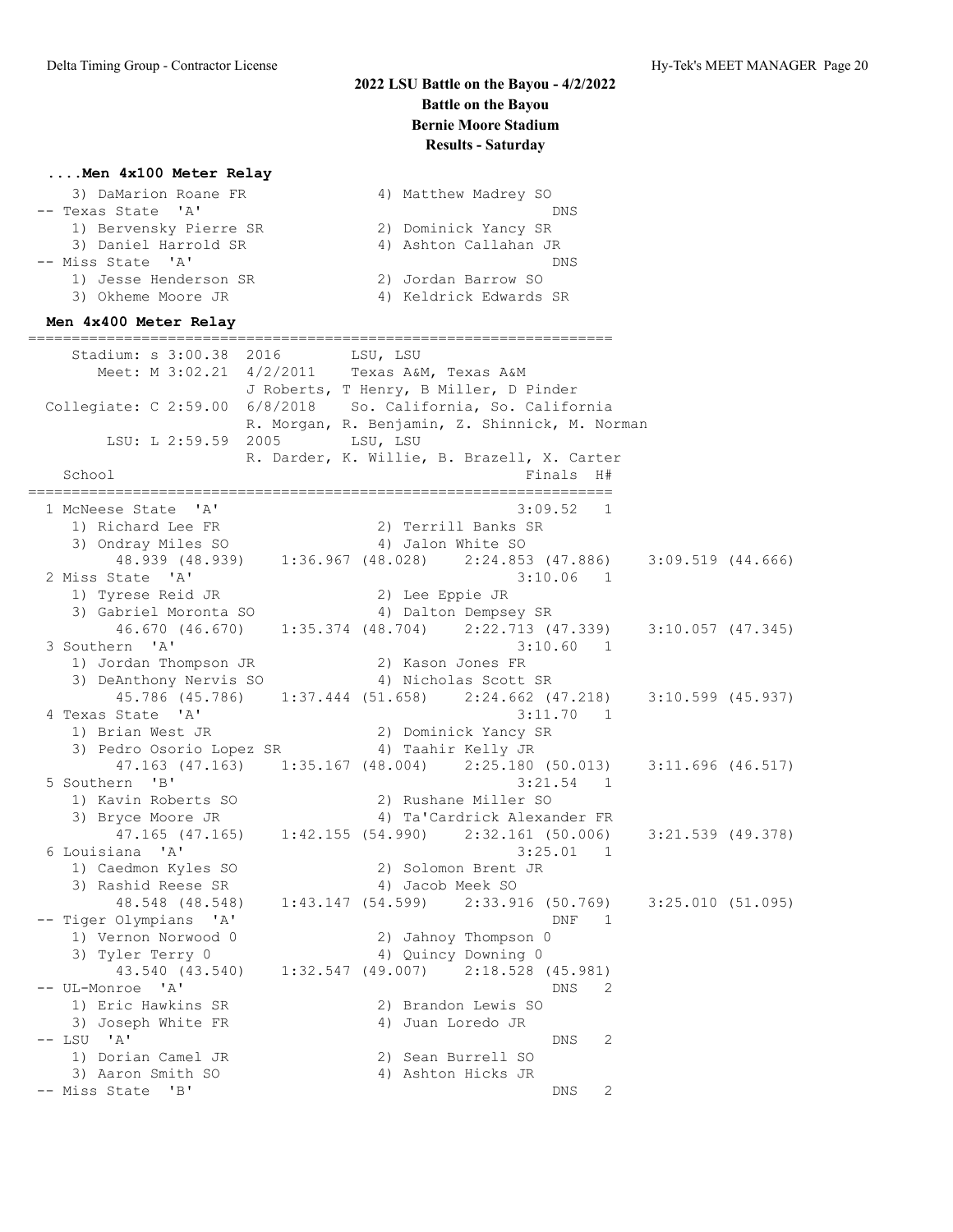# 2022 LSU Battle on the Bayou - 4/2/2022
## Battle on the Bayou
## Bernie Moore Stadium
## Results - Saturday

### ....Men 4x100 Meter Relay

```
    3) DaMarion Roane FR              4) Matthew Madrey SO
 -- Texas State  'A'                                     DNS
    1) Bervensky Pierre SR            2) Dominick Yancy SR
    3) Daniel Harrold SR              4) Ashton Callahan JR
 -- Miss State  'A'                                      DNS
    1) Jesse Henderson SR             2) Jordan Barrow SO
    3) Okheme Moore JR                4) Keldrick Edwards SR
```

### Men 4x400 Meter Relay

```
===================================================================
    Stadium: s 3:00.38  2016        LSU, LSU
       Meet: M 3:02.21  4/2/2011    Texas A&M, Texas A&M
                        J Roberts, T Henry, B Miller, D Pinder
 Collegiate: C 2:59.00  6/8/2018    So. California, So. California
                        R. Morgan, R. Benjamin, Z. Shinnick, M. Norman
        LSU: L 2:59.59  2005        LSU, LSU
                        R. Darder, K. Willie, B. Brazell, X. Carter
   School                                            Finals  H#
===================================================================
  1 McNeese State  'A'                               3:09.52   1
     1) Richard Lee FR                2) Terrill Banks SR
     3) Ondray Miles SO               4) Jalon White SO
        48.939 (48.939)    1:36.967 (48.028)    2:24.853 (47.886)    3:09.519 (44.666)
  2 Miss State  'A'                                  3:10.06   1
     1) Tyrese Reid JR                2) Lee Eppie JR
     3) Gabriel Moronta SO            4) Dalton Dempsey SR
        46.670 (46.670)    1:35.374 (48.704)    2:22.713 (47.339)    3:10.057 (47.345)
  3 Southern  'A'                                    3:10.60   1
     1) Jordan Thompson JR            2) Kason Jones FR
     3) DeAnthony Nervis SO           4) Nicholas Scott SR
        45.786 (45.786)    1:37.444 (51.658)    2:24.662 (47.218)    3:10.599 (45.937)
  4 Texas State  'A'                                 3:11.70   1
     1) Brian West JR                 2) Dominick Yancy SR
     3) Pedro Osorio Lopez SR         4) Taahir Kelly JR
        47.163 (47.163)    1:35.167 (48.004)    2:25.180 (50.013)    3:11.696 (46.517)
  5 Southern  'B'                                    3:21.54   1
     1) Kavin Roberts SO              2) Rushane Miller SO
     3) Bryce Moore JR                4) Ta'Cardrick Alexander FR
        47.165 (47.165)    1:42.155 (54.990)    2:32.161 (50.006)    3:21.539 (49.378)
  6 Louisiana  'A'                                   3:25.01   1
     1) Caedmon Kyles SO              2) Solomon Brent JR
     3) Rashid Reese SR               4) Jacob Meek SO
        48.548 (48.548)    1:43.147 (54.599)    2:33.916 (50.769)    3:25.010 (51.095)
 -- Tiger Olympians  'A'                                 DNF   1
     1) Vernon Norwood 0              2) Jahnoy Thompson 0
     3) Tyler Terry 0                 4) Quincy Downing 0
        43.540 (43.540)    1:32.547 (49.007)    2:18.528 (45.981)
 -- UL-Monroe  'A'                                       DNS   2
     1) Eric Hawkins SR               2) Brandon Lewis SO
     3) Joseph White FR               4) Juan Loredo JR
 -- LSU  'A'                                             DNS   2
     1) Dorian Camel JR               2) Sean Burrell SO
     3) Aaron Smith SO                4) Ashton Hicks JR
 -- Miss State  'B'                                      DNS   2
```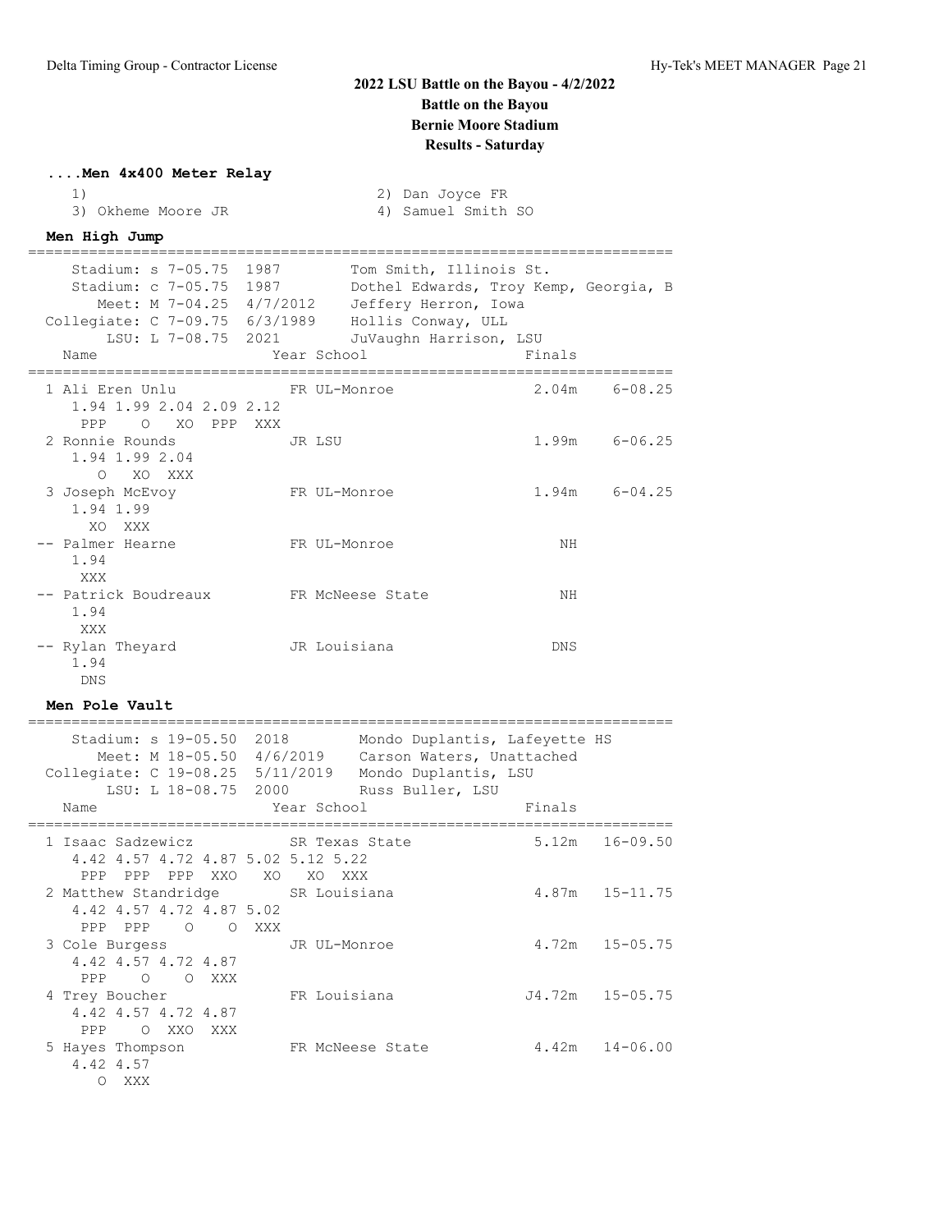# 2022 LSU Battle on the Bayou - 4/2/2022
## Battle on the Bayou
## Bernie Moore Stadium
## Results - Saturday

### ....Men 4x400 Meter Relay

```
  1)                                  2) Dan Joyce FR
  3) Okheme Moore JR                  4) Samuel Smith SO
```

### Men High Jump

```
=========================================================================
    Stadium: s 7-05.75  1987        Tom Smith, Illinois St.
    Stadium: c 7-05.75  1987        Dothel Edwards, Troy Kemp, Georgia, B
       Meet: M 7-04.25  4/7/2012    Jeffery Herron, Iowa
 Collegiate: C 7-09.75  6/3/1989    Hollis Conway, ULL
        LSU: L 7-08.75  2021        JuVaughn Harrison, LSU
  Name                    Year School                  Finals
=========================================================================
  1 Ali Eren Unlu          FR UL-Monroe               2.04m    6-08.25
    1.94 1.99 2.04 2.09 2.12
     PPP    O   XO  PPP  XXX
  2 Ronnie Rounds          JR LSU                     1.99m    6-06.25
    1.94 1.99 2.04
       O   XO  XXX
  3 Joseph McEvoy          FR UL-Monroe               1.94m    6-04.25
    1.94 1.99
      XO  XXX
 -- Palmer Hearne          FR UL-Monroe                  NH
    1.94
     XXX
 -- Patrick Boudreaux      FR McNeese State              NH
    1.94
     XXX
 -- Rylan Theyard          JR Louisiana                 DNS
    1.94
     DNS
```

### Men Pole Vault

```
=========================================================================
    Stadium: s 19-05.50  2018        Mondo Duplantis, Lafeyette HS
       Meet: M 18-05.50  4/6/2019    Carson Waters, Unattached
 Collegiate: C 19-08.25  5/11/2019   Mondo Duplantis, LSU
        LSU: L 18-08.75  2000        Russ Buller, LSU
  Name                    Year School                  Finals
=========================================================================
  1 Isaac Sadzewicz        SR Texas State             5.12m   16-09.50
    4.42 4.57 4.72 4.87 5.02 5.12 5.22
     PPP  PPP  PPP  XXO   XO   XO  XXX
  2 Matthew Standridge     SR Louisiana               4.87m   15-11.75
    4.42 4.57 4.72 4.87 5.02
     PPP  PPP    O    O  XXX
  3 Cole Burgess           JR UL-Monroe               4.72m   15-05.75
    4.42 4.57 4.72 4.87
     PPP    O    O  XXX
  4 Trey Boucher           FR Louisiana              J4.72m   15-05.75
    4.42 4.57 4.72 4.87
     PPP    O  XXO  XXX
  5 Hayes Thompson         FR McNeese State           4.42m   14-06.00
    4.42 4.57
       O  XXX
```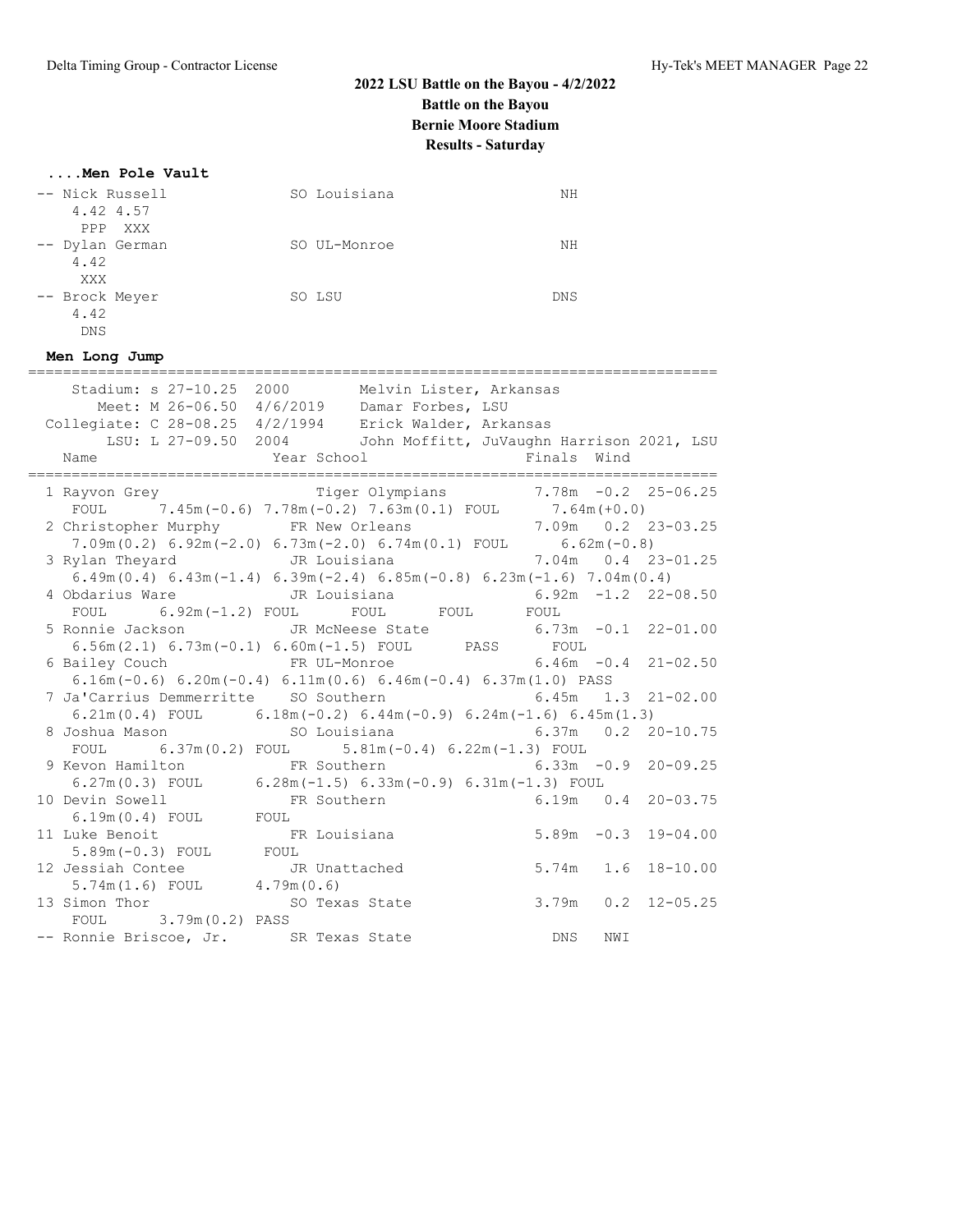# 2022 LSU Battle on the Bayou - 4/2/2022
## Battle on the Bayou
## Bernie Moore Stadium
## Results - Saturday

### ....Men Pole Vault

```
-- Nick Russell              SO Louisiana                    NH
    4.42 4.57
     PPP  XXX
-- Dylan German              SO UL-Monroe                    NH
    4.42
     XXX
-- Brock Meyer               SO LSU                         DNS
    4.42
     DNS
```

### Men Long Jump

```
================================================================================
    Stadium: s 27-10.25  2000        Melvin Lister, Arkansas
       Meet: M 26-06.50  4/6/2019    Damar Forbes, LSU
 Collegiate: C 28-08.25  4/2/1994    Erick Walder, Arkansas
        LSU: L 27-09.50  2004        John Moffitt, JuVaughn Harrison 2021, LSU
   Name                    Year School                   Finals  Wind
================================================================================
  1 Rayvon Grey                 Tiger Olympians          7.78m  -0.2  25-06.25
     FOUL     7.45m(-0.6) 7.78m(-0.2) 7.63m(0.1) FOUL     7.64m(+0.0)
  2 Christopher Murphy       FR New Orleans              7.09m   0.2  23-03.25
     7.09m(0.2) 6.92m(-2.0) 6.73m(-2.0) 6.74m(0.1) FOUL      6.62m(-0.8)
  3 Rylan Theyard            JR Louisiana                7.04m   0.4  23-01.25
     6.49m(0.4) 6.43m(-1.4) 6.39m(-2.4) 6.85m(-0.8) 6.23m(-1.6) 7.04m(0.4)
  4 Obdarius Ware            JR Louisiana                6.92m  -1.2  22-08.50
     FOUL     6.92m(-1.2) FOUL      FOUL      FOUL      FOUL
  5 Ronnie Jackson           JR McNeese State            6.73m  -0.1  22-01.00
     6.56m(2.1) 6.73m(-0.1) 6.60m(-1.5) FOUL      PASS      FOUL
  6 Bailey Couch             FR UL-Monroe                6.46m  -0.4  21-02.50
     6.16m(-0.6) 6.20m(-0.4) 6.11m(0.6) 6.46m(-0.4) 6.37m(1.0) PASS
  7 Ja'Carrius Demmerritte   SO Southern                 6.45m   1.3  21-02.00
     6.21m(0.4) FOUL      6.18m(-0.2) 6.44m(-0.9) 6.24m(-1.6) 6.45m(1.3)
  8 Joshua Mason             SO Louisiana                6.37m   0.2  20-10.75
     FOUL     6.37m(0.2) FOUL      5.81m(-0.4) 6.22m(-1.3) FOUL
  9 Kevon Hamilton           FR Southern                 6.33m  -0.9  20-09.25
     6.27m(0.3) FOUL      6.28m(-1.5) 6.33m(-0.9) 6.31m(-1.3) FOUL
 10 Devin Sowell             FR Southern                 6.19m   0.4  20-03.75
     6.19m(0.4) FOUL      FOUL
 11 Luke Benoit              FR Louisiana                5.89m  -0.3  19-04.00
     5.89m(-0.3) FOUL      FOUL
 12 Jessiah Contee           JR Unattached               5.74m   1.6  18-10.00
     5.74m(1.6) FOUL      4.79m(0.6)
 13 Simon Thor               SO Texas State              3.79m   0.2  12-05.25
     FOUL     3.79m(0.2) PASS
 -- Ronnie Briscoe, Jr.      SR Texas State               DNS   NWI
```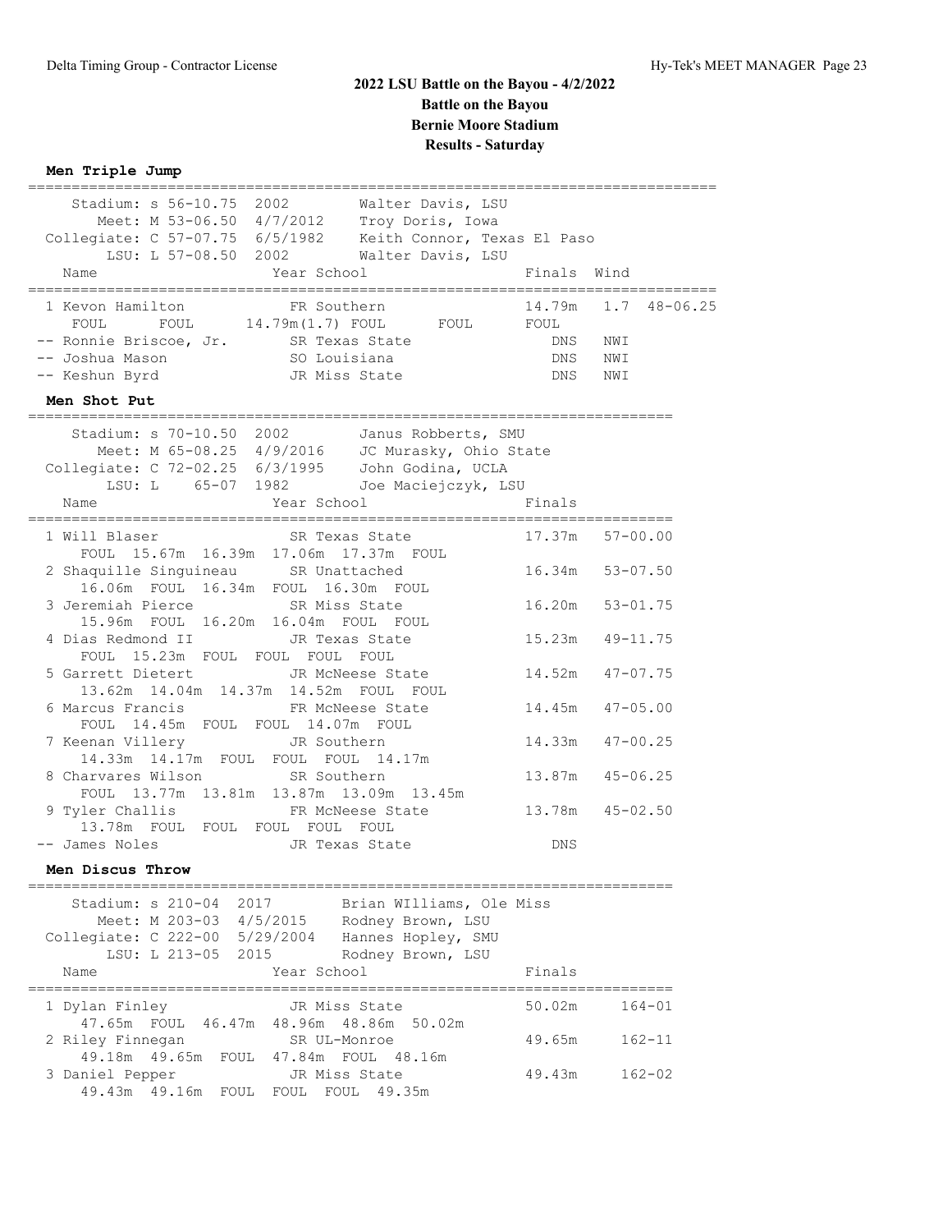# 2022 LSU Battle on the Bayou - 4/2/2022
## Battle on the Bayou
## Bernie Moore Stadium
## Results - Saturday

### Men Triple Jump

```
==============================================================================
    Stadium: s 56-10.75  2002        Walter Davis, LSU
       Meet: M 53-06.50  4/7/2012    Troy Doris, Iowa
 Collegiate: C 57-07.75  6/5/1982    Keith Connor, Texas El Paso
        LSU: L 57-08.50  2002        Walter Davis, LSU
    Name                    Year School                 Finals  Wind
==============================================================================
  1 Kevon Hamilton           FR Southern                 14.79m   1.7  48-06.25
     FOUL      FOUL      14.79m(1.7) FOUL      FOUL      FOUL
 -- Ronnie Briscoe, Jr.      SR Texas State                 DNS   NWI
 -- Joshua Mason             SO Louisiana                   DNS   NWI
 -- Keshun Byrd              JR Miss State                  DNS   NWI
```

### Men Shot Put

```
=========================================================================
    Stadium: s 70-10.50  2002        Janus Robberts, SMU
       Meet: M 65-08.25  4/9/2016    JC Murasky, Ohio State
 Collegiate: C 72-02.25  6/3/1995    John Godina, UCLA
        LSU: L    65-07  1982        Joe Maciejczyk, LSU
    Name                    Year School                 Finals
=========================================================================
  1 Will Blaser              SR Texas State              17.37m   57-00.00
     FOUL  15.67m  16.39m  17.06m  17.37m  FOUL
  2 Shaquille Singuineau     SR Unattached               16.34m   53-07.50
     16.06m  FOUL  16.34m  FOUL  16.30m  FOUL
  3 Jeremiah Pierce          SR Miss State               16.20m   53-01.75
     15.96m  FOUL  16.20m  16.04m  FOUL  FOUL
  4 Dias Redmond II          JR Texas State              15.23m   49-11.75
     FOUL  15.23m  FOUL  FOUL  FOUL  FOUL
  5 Garrett Dietert          JR McNeese State            14.52m   47-07.75
     13.62m  14.04m  14.37m  14.52m  FOUL  FOUL
  6 Marcus Francis           FR McNeese State            14.45m   47-05.00
     FOUL  14.45m  FOUL  FOUL  14.07m  FOUL
  7 Keenan Villery           JR Southern                 14.33m   47-00.25
     14.33m  14.17m  FOUL  FOUL  FOUL  14.17m
  8 Charvares Wilson         SR Southern                 13.87m   45-06.25
     FOUL  13.77m  13.81m  13.87m  13.09m  13.45m
  9 Tyler Challis            FR McNeese State            13.78m   45-02.50
     13.78m  FOUL  FOUL  FOUL  FOUL  FOUL
 -- James Noles              JR Texas State                 DNS
```

### Men Discus Throw

```
=========================================================================
    Stadium: s 210-04  2017        Brian WIlliams, Ole Miss
       Meet: M 203-03  4/5/2015    Rodney Brown, LSU
 Collegiate: C 222-00  5/29/2004   Hannes Hopley, SMU
        LSU: L 213-05  2015        Rodney Brown, LSU
    Name                    Year School                 Finals
=========================================================================
  1 Dylan Finley             JR Miss State               50.02m     164-01
     47.65m  FOUL  46.47m  48.96m  48.86m  50.02m
  2 Riley Finnegan           SR UL-Monroe                49.65m     162-11
     49.18m  49.65m  FOUL  47.84m  FOUL  48.16m
  3 Daniel Pepper            JR Miss State               49.43m     162-02
     49.43m  49.16m  FOUL  FOUL  FOUL  49.35m
```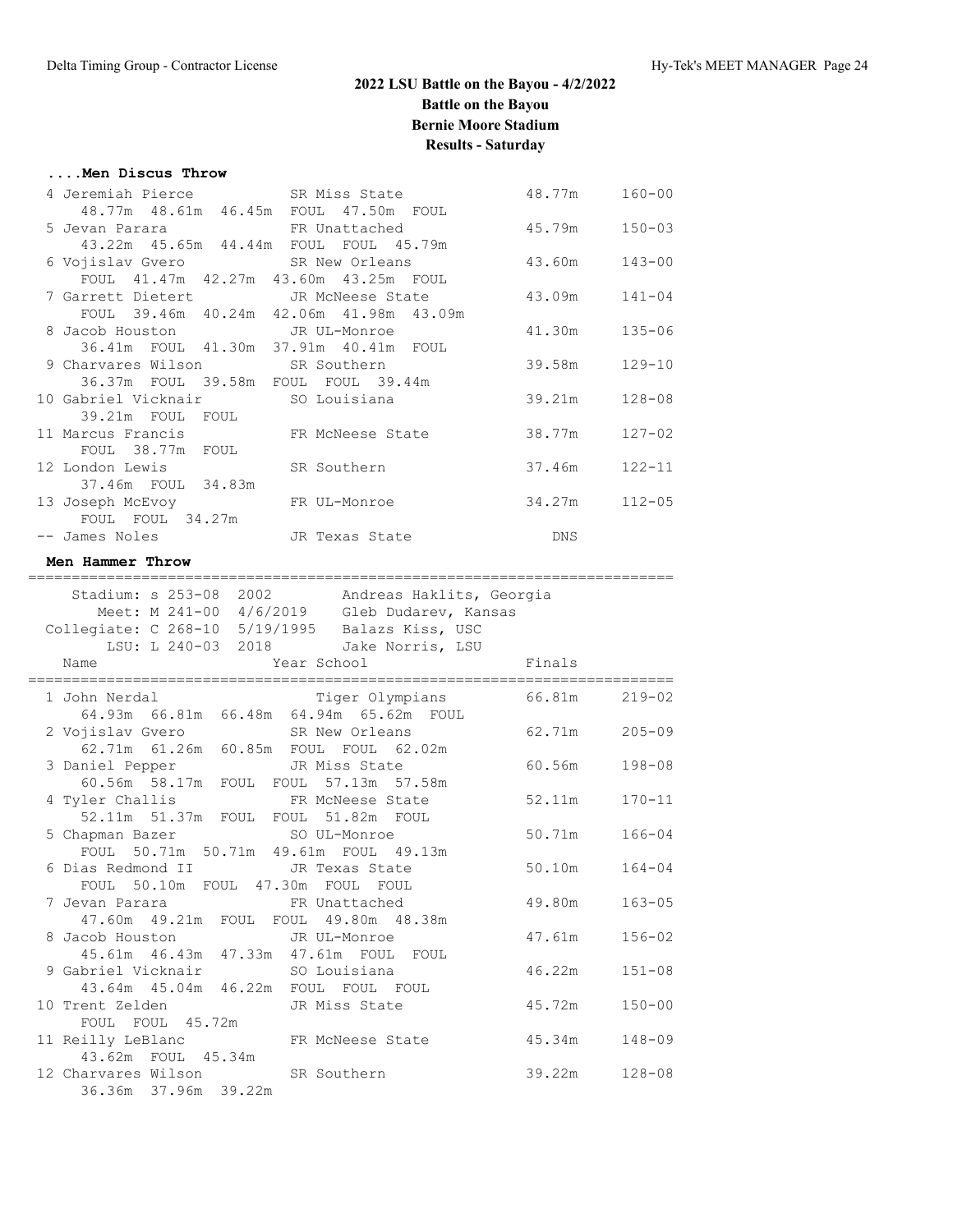# 2022 LSU Battle on the Bayou - 4/2/2022

## Battle on the Bayou

## Bernie Moore Stadium

## Results - Saturday

### ....Men Discus Throw

| Place | Name | Year | School | Finals | |
|---|---|---|---|---|---|
| 4 | Jeremiah Pierce | SR | Miss State | 48.77m | 160-00 |
| | 48.77m 48.61m 46.45m FOUL 47.50m FOUL | | | | |
| 5 | Jevan Parara | FR | Unattached | 45.79m | 150-03 |
| | 43.22m 45.65m 44.44m FOUL FOUL 45.79m | | | | |
| 6 | Vojislav Gvero | SR | New Orleans | 43.60m | 143-00 |
| | FOUL 41.47m 42.27m 43.60m 43.25m FOUL | | | | |
| 7 | Garrett Dietert | JR | McNeese State | 43.09m | 141-04 |
| | FOUL 39.46m 40.24m 42.06m 41.98m 43.09m | | | | |
| 8 | Jacob Houston | JR | UL-Monroe | 41.30m | 135-06 |
| | 36.41m FOUL 41.30m 37.91m 40.41m FOUL | | | | |
| 9 | Charvares Wilson | SR | Southern | 39.58m | 129-10 |
| | 36.37m FOUL 39.58m FOUL FOUL 39.44m | | | | |
| 10 | Gabriel Vicknair | SO | Louisiana | 39.21m | 128-08 |
| | 39.21m FOUL FOUL | | | | |
| 11 | Marcus Francis | FR | McNeese State | 38.77m | 127-02 |
| | FOUL 38.77m FOUL | | | | |
| 12 | London Lewis | SR | Southern | 37.46m | 122-11 |
| | 37.46m FOUL 34.83m | | | | |
| 13 | Joseph McEvoy | FR | UL-Monroe | 34.27m | 112-05 |
| | FOUL FOUL 34.27m | | | | |
| -- | James Noles | JR | Texas State | DNS | |

### Men Hammer Throw

```
Stadium: s 253-08  2002        Andreas Haklits, Georgia
   Meet: M 241-00  4/6/2019    Gleb Dudarev, Kansas
Collegiate: C 268-10  5/19/1995  Balazs Kiss, USC
    LSU: L 240-03  2018        Jake Norris, LSU
```

| Place | Name | Year | School | Finals | |
|---|---|---|---|---|---|
| 1 | John Nerdal | | Tiger Olympians | 66.81m | 219-02 |
| | 64.93m 66.81m 66.48m 64.94m 65.62m FOUL | | | | |
| 2 | Vojislav Gvero | SR | New Orleans | 62.71m | 205-09 |
| | 62.71m 61.26m 60.85m FOUL FOUL 62.02m | | | | |
| 3 | Daniel Pepper | JR | Miss State | 60.56m | 198-08 |
| | 60.56m 58.17m FOUL FOUL 57.13m 57.58m | | | | |
| 4 | Tyler Challis | FR | McNeese State | 52.11m | 170-11 |
| | 52.11m 51.37m FOUL FOUL 51.82m FOUL | | | | |
| 5 | Chapman Bazer | SO | UL-Monroe | 50.71m | 166-04 |
| | FOUL 50.71m 50.71m 49.61m FOUL 49.13m | | | | |
| 6 | Dias Redmond II | JR | Texas State | 50.10m | 164-04 |
| | FOUL 50.10m FOUL 47.30m FOUL FOUL | | | | |
| 7 | Jevan Parara | FR | Unattached | 49.80m | 163-05 |
| | 47.60m 49.21m FOUL FOUL 49.80m 48.38m | | | | |
| 8 | Jacob Houston | JR | UL-Monroe | 47.61m | 156-02 |
| | 45.61m 46.43m 47.33m 47.61m FOUL FOUL | | | | |
| 9 | Gabriel Vicknair | SO | Louisiana | 46.22m | 151-08 |
| | 43.64m 45.04m 46.22m FOUL FOUL FOUL | | | | |
| 10 | Trent Zelden | JR | Miss State | 45.72m | 150-00 |
| | FOUL FOUL 45.72m | | | | |
| 11 | Reilly LeBlanc | FR | McNeese State | 45.34m | 148-09 |
| | 43.62m FOUL 45.34m | | | | |
| 12 | Charvares Wilson | SR | Southern | 39.22m | 128-08 |
| | 36.36m 37.96m 39.22m | | | | |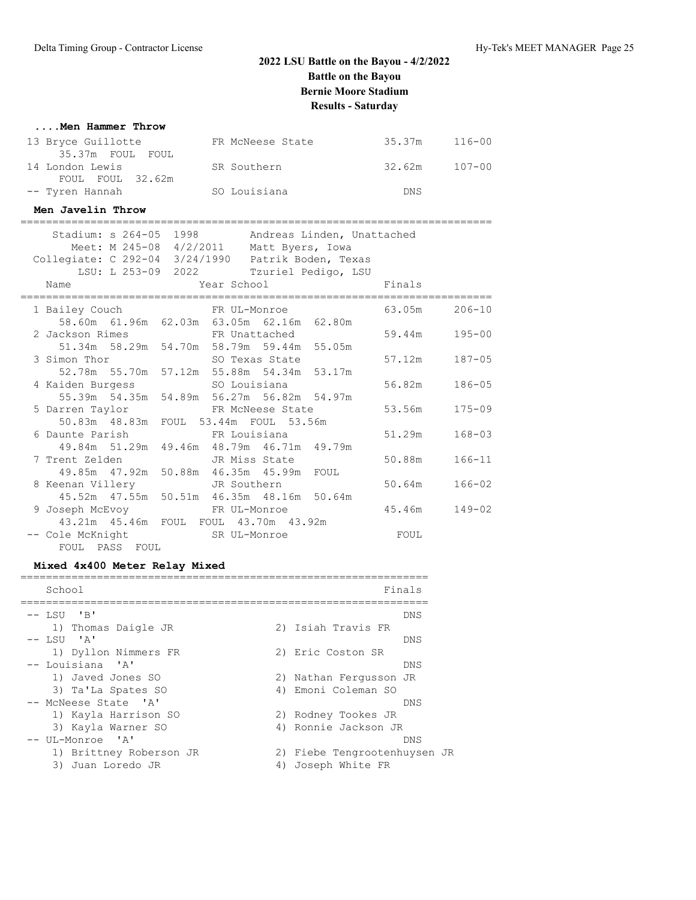# 2022 LSU Battle on the Bayou - 4/2/2022
## Battle on the Bayou
## Bernie Moore Stadium
## Results - Saturday

### ....Men Hammer Throw

| Place | Name | Year | School | Finals | |
|---|---|---|---|---|---|
| 13 | Bryce Guillotte | FR | McNeese State | 35.37m | 116-00 |
| | 35.37m FOUL FOUL | | | | |
| 14 | London Lewis | SR | Southern | 32.62m | 107-00 |
| | FOUL FOUL 32.62m | | | | |
| -- | Tyren Hannah | SO | Louisiana | DNS | |

### Men Javelin Throw

Stadium: s 264-05 1998 Andreas Linden, Unattached
Meet: M 245-08 4/2/2011 Matt Byers, Iowa
Collegiate: C 292-04 3/24/1990 Patrik Boden, Texas
LSU: L 253-09 2022 Tzuriel Pedigo, LSU

| Place | Name | Year | School | Finals | |
|---|---|---|---|---|---|
| 1 | Bailey Couch | FR | UL-Monroe | 63.05m | 206-10 |
| | 58.60m 61.96m 62.03m 63.05m 62.16m 62.80m | | | | |
| 2 | Jackson Rimes | FR | Unattached | 59.44m | 195-00 |
| | 51.34m 58.29m 54.70m 58.79m 59.44m 55.05m | | | | |
| 3 | Simon Thor | SO | Texas State | 57.12m | 187-05 |
| | 52.78m 55.70m 57.12m 55.88m 54.34m 53.17m | | | | |
| 4 | Kaiden Burgess | SO | Louisiana | 56.82m | 186-05 |
| | 55.39m 54.35m 54.89m 56.27m 56.82m 54.97m | | | | |
| 5 | Darren Taylor | FR | McNeese State | 53.56m | 175-09 |
| | 50.83m 48.83m FOUL 53.44m FOUL 53.56m | | | | |
| 6 | Daunte Parish | FR | Louisiana | 51.29m | 168-03 |
| | 49.84m 51.29m 49.46m 48.79m 46.71m 49.79m | | | | |
| 7 | Trent Zelden | JR | Miss State | 50.88m | 166-11 |
| | 49.85m 47.92m 50.88m 46.35m 45.99m FOUL | | | | |
| 8 | Keenan Villery | JR | Southern | 50.64m | 166-02 |
| | 45.52m 47.55m 50.51m 46.35m 48.16m 50.64m | | | | |
| 9 | Joseph McEvoy | FR | UL-Monroe | 45.46m | 149-02 |
| | 43.21m 45.46m FOUL FOUL 43.70m 43.92m | | | | |
| -- | Cole McKnight | SR | UL-Monroe | FOUL | |
| | FOUL PASS FOUL | | | | |

### Mixed 4x400 Meter Relay Mixed

| Place | School | Finals |
|---|---|---|
| -- | LSU 'B' | DNS |
| | 1) Thomas Daigle JR 2) Isiah Travis FR | |
| -- | LSU 'A' | DNS |
| | 1) Dyllon Nimmers FR 2) Eric Coston SR | |
| -- | Louisiana 'A' | DNS |
| | 1) Javed Jones SO 2) Nathan Fergusson JR 3) Ta'La Spates SO 4) Emoni Coleman SO | |
| -- | McNeese State 'A' | DNS |
| | 1) Kayla Harrison SO 2) Rodney Tookes JR 3) Kayla Warner SO 4) Ronnie Jackson JR | |
| -- | UL-Monroe 'A' | DNS |
| | 1) Brittney Roberson JR 2) Fiebe Tengrootenhuysen JR 3) Juan Loredo JR 4) Joseph White FR | |